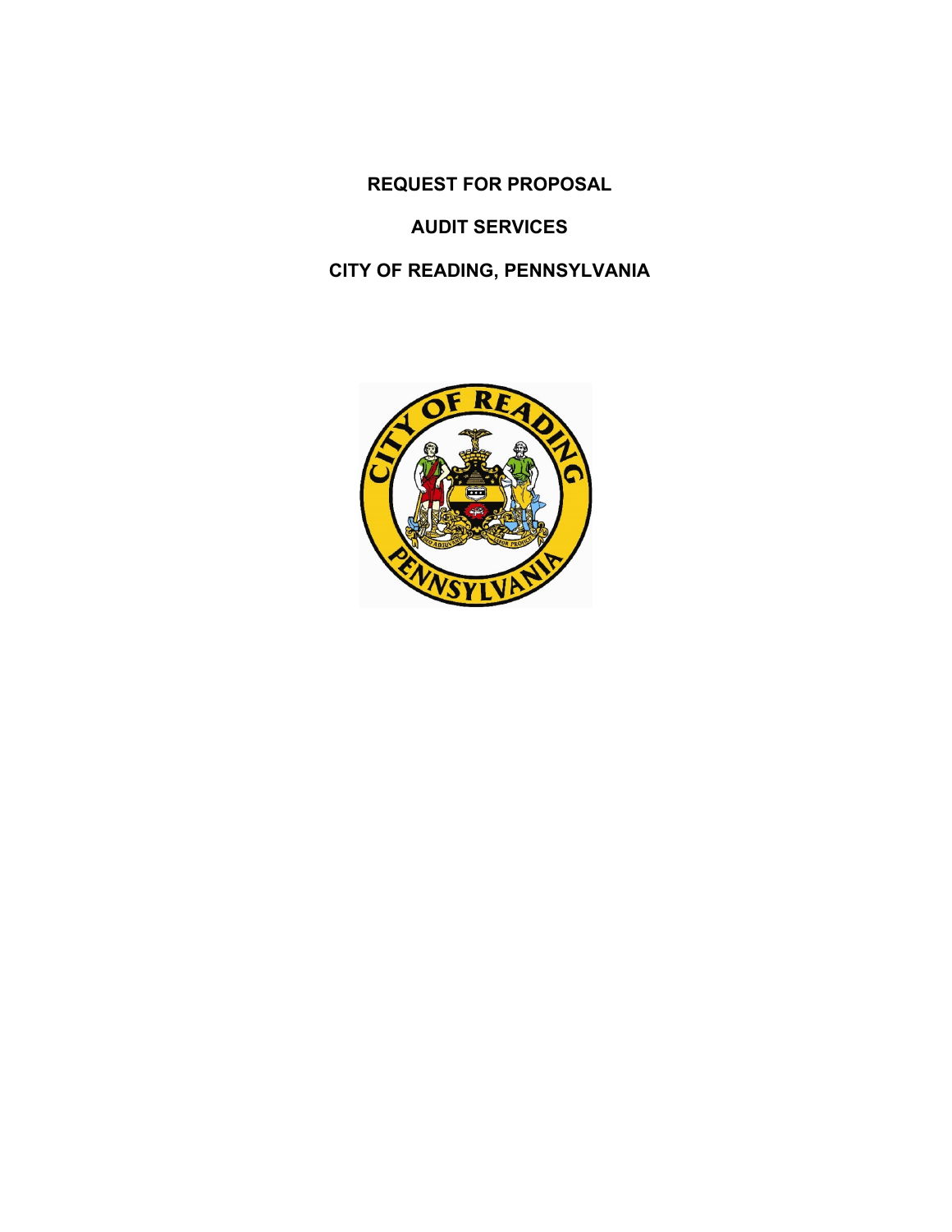# REQUEST FOR PROPOSAL

# AUDIT SERVICES

# CITY OF READING, PENNSYLVANIA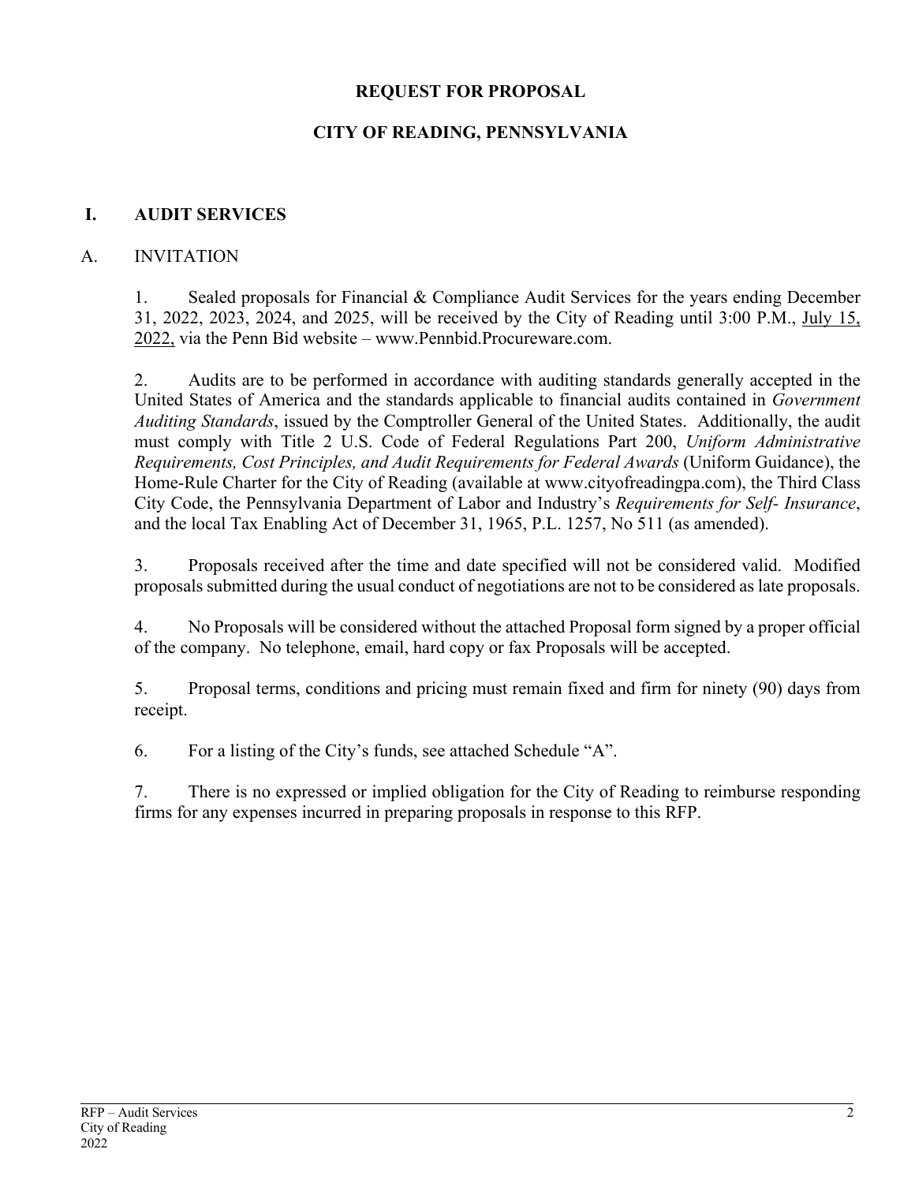# REQUEST FOR PROPOSAL

# CITY OF READING, PENNSYLVANIA

## I. AUDIT SERVICES

### A. INVITATION

1. Sealed proposals for Financial & Compliance Audit Services for the years ending December 31, 2022, 2023, 2024, and 2025, will be received by the City of Reading until 3:00 P.M., July 15, 2022, via the Penn Bid website – www.Pennbid.Procureware.com.

2. Audits are to be performed in accordance with auditing standards generally accepted in the United States of America and the standards applicable to financial audits contained in *Government Auditing Standards*, issued by the Comptroller General of the United States. Additionally, the audit must comply with Title 2 U.S. Code of Federal Regulations Part 200, *Uniform Administrative Requirements, Cost Principles, and Audit Requirements for Federal Awards* (Uniform Guidance), the Home-Rule Charter for the City of Reading (available at www.cityofreadingpa.com), the Third Class City Code, the Pennsylvania Department of Labor and Industry's *Requirements for Self- Insurance*, and the local Tax Enabling Act of December 31, 1965, P.L. 1257, No 511 (as amended).

3. Proposals received after the time and date specified will not be considered valid. Modified proposals submitted during the usual conduct of negotiations are not to be considered as late proposals.

4. No Proposals will be considered without the attached Proposal form signed by a proper official of the company. No telephone, email, hard copy or fax Proposals will be accepted.

5. Proposal terms, conditions and pricing must remain fixed and firm for ninety (90) days from receipt.

6. For a listing of the City's funds, see attached Schedule "A".

7. There is no expressed or implied obligation for the City of Reading to reimburse responding firms for any expenses incurred in preparing proposals in response to this RFP.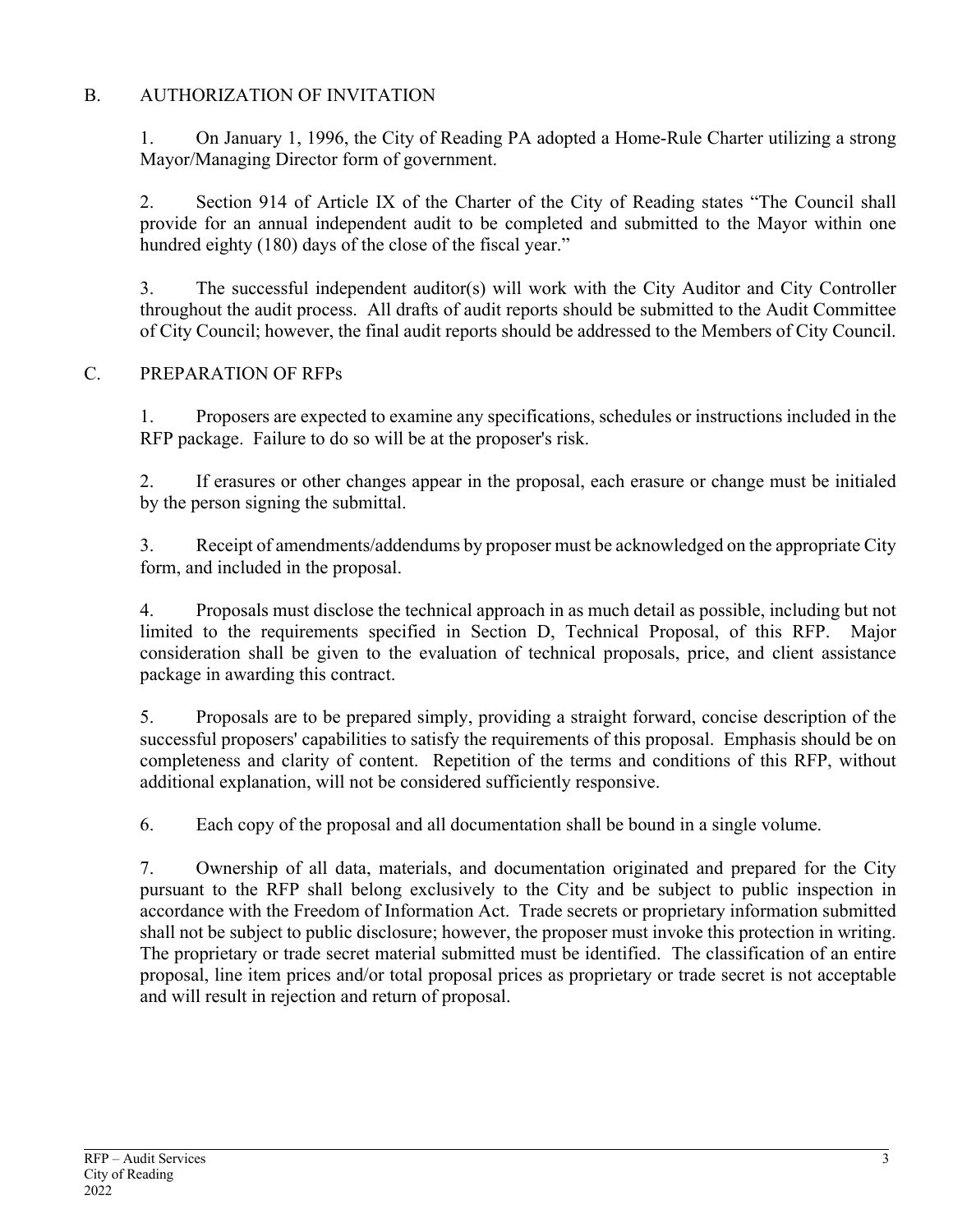## B. AUTHORIZATION OF INVITATION

1. On January 1, 1996, the City of Reading PA adopted a Home-Rule Charter utilizing a strong Mayor/Managing Director form of government.

2. Section 914 of Article IX of the Charter of the City of Reading states "The Council shall provide for an annual independent audit to be completed and submitted to the Mayor within one hundred eighty (180) days of the close of the fiscal year."

3. The successful independent auditor(s) will work with the City Auditor and City Controller throughout the audit process. All drafts of audit reports should be submitted to the Audit Committee of City Council; however, the final audit reports should be addressed to the Members of City Council.

## C. PREPARATION OF RFPs

1. Proposers are expected to examine any specifications, schedules or instructions included in the RFP package. Failure to do so will be at the proposer's risk.

2. If erasures or other changes appear in the proposal, each erasure or change must be initialed by the person signing the submittal.

3. Receipt of amendments/addendums by proposer must be acknowledged on the appropriate City form, and included in the proposal.

4. Proposals must disclose the technical approach in as much detail as possible, including but not limited to the requirements specified in Section D, Technical Proposal, of this RFP. Major consideration shall be given to the evaluation of technical proposals, price, and client assistance package in awarding this contract.

5. Proposals are to be prepared simply, providing a straight forward, concise description of the successful proposers' capabilities to satisfy the requirements of this proposal. Emphasis should be on completeness and clarity of content. Repetition of the terms and conditions of this RFP, without additional explanation, will not be considered sufficiently responsive.

6. Each copy of the proposal and all documentation shall be bound in a single volume.

7. Ownership of all data, materials, and documentation originated and prepared for the City pursuant to the RFP shall belong exclusively to the City and be subject to public inspection in accordance with the Freedom of Information Act. Trade secrets or proprietary information submitted shall not be subject to public disclosure; however, the proposer must invoke this protection in writing. The proprietary or trade secret material submitted must be identified. The classification of an entire proposal, line item prices and/or total proposal prices as proprietary or trade secret is not acceptable and will result in rejection and return of proposal.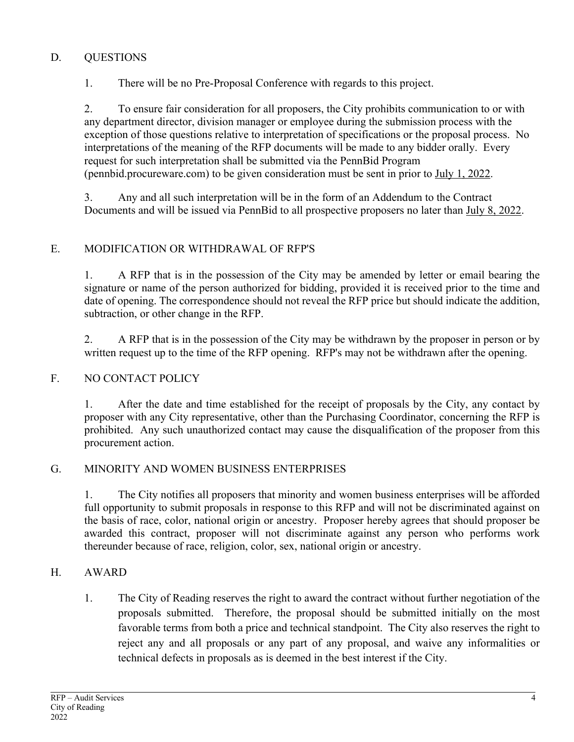## D. QUESTIONS

1. There will be no Pre-Proposal Conference with regards to this project.

2. To ensure fair consideration for all proposers, the City prohibits communication to or with any department director, division manager or employee during the submission process with the exception of those questions relative to interpretation of specifications or the proposal process. No interpretations of the meaning of the RFP documents will be made to any bidder orally. Every request for such interpretation shall be submitted via the PennBid Program (pennbid.procureware.com) to be given consideration must be sent in prior to July 1, 2022.

3. Any and all such interpretation will be in the form of an Addendum to the Contract Documents and will be issued via PennBid to all prospective proposers no later than July 8, 2022.

## E. MODIFICATION OR WITHDRAWAL OF RFP'S

1. A RFP that is in the possession of the City may be amended by letter or email bearing the signature or name of the person authorized for bidding, provided it is received prior to the time and date of opening. The correspondence should not reveal the RFP price but should indicate the addition, subtraction, or other change in the RFP.

2. A RFP that is in the possession of the City may be withdrawn by the proposer in person or by written request up to the time of the RFP opening. RFP's may not be withdrawn after the opening.

## F. NO CONTACT POLICY

1. After the date and time established for the receipt of proposals by the City, any contact by proposer with any City representative, other than the Purchasing Coordinator, concerning the RFP is prohibited. Any such unauthorized contact may cause the disqualification of the proposer from this procurement action.

## G. MINORITY AND WOMEN BUSINESS ENTERPRISES

1. The City notifies all proposers that minority and women business enterprises will be afforded full opportunity to submit proposals in response to this RFP and will not be discriminated against on the basis of race, color, national origin or ancestry. Proposer hereby agrees that should proposer be awarded this contract, proposer will not discriminate against any person who performs work thereunder because of race, religion, color, sex, national origin or ancestry.

## H. AWARD

1. The City of Reading reserves the right to award the contract without further negotiation of the proposals submitted. Therefore, the proposal should be submitted initially on the most favorable terms from both a price and technical standpoint. The City also reserves the right to reject any and all proposals or any part of any proposal, and waive any informalities or technical defects in proposals as is deemed in the best interest if the City.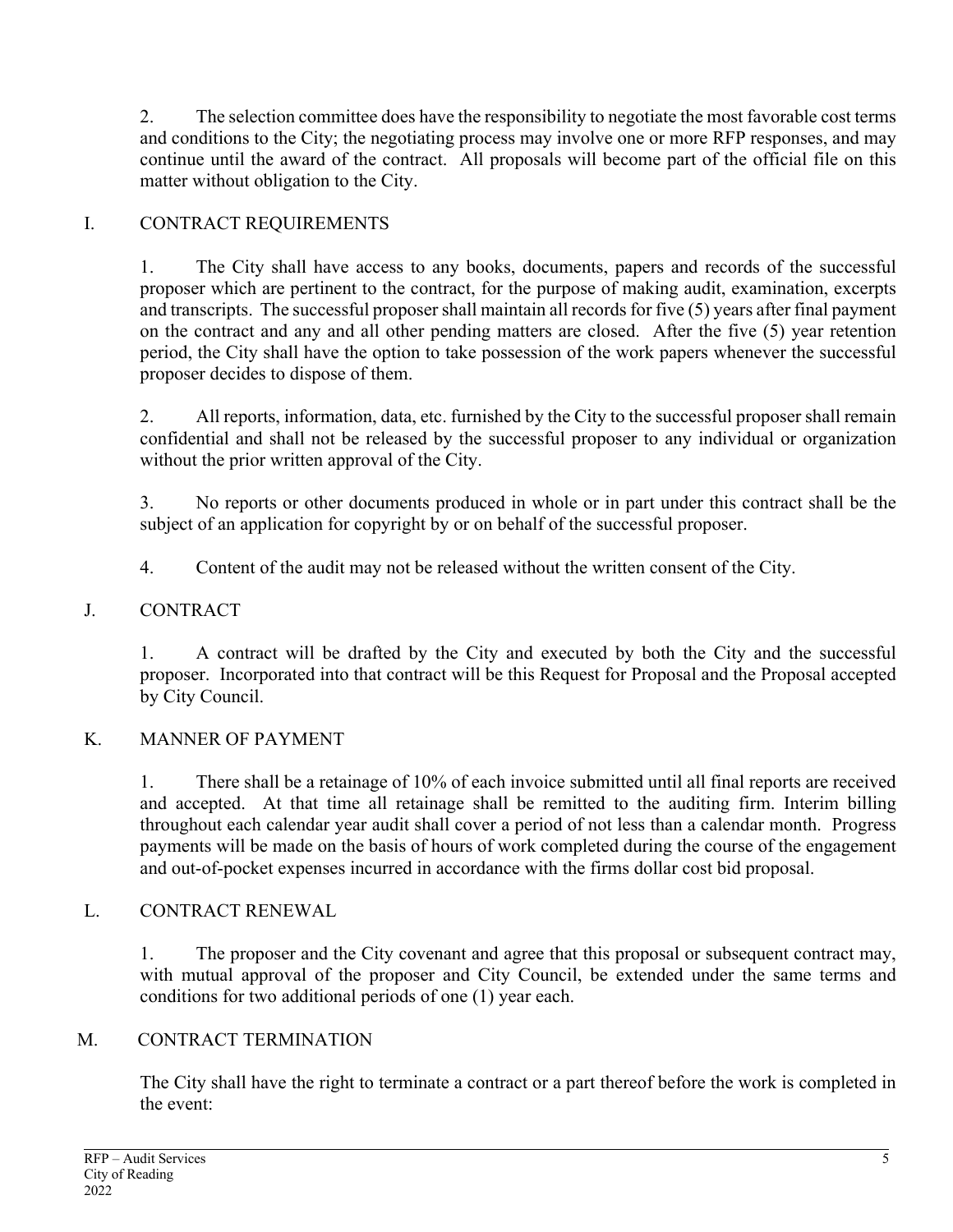2. The selection committee does have the responsibility to negotiate the most favorable cost terms and conditions to the City; the negotiating process may involve one or more RFP responses, and may continue until the award of the contract. All proposals will become part of the official file on this matter without obligation to the City.

## I. CONTRACT REQUIREMENTS

1. The City shall have access to any books, documents, papers and records of the successful proposer which are pertinent to the contract, for the purpose of making audit, examination, excerpts and transcripts. The successful proposer shall maintain all records for five (5) years after final payment on the contract and any and all other pending matters are closed. After the five (5) year retention period, the City shall have the option to take possession of the work papers whenever the successful proposer decides to dispose of them.

2. All reports, information, data, etc. furnished by the City to the successful proposer shall remain confidential and shall not be released by the successful proposer to any individual or organization without the prior written approval of the City.

3. No reports or other documents produced in whole or in part under this contract shall be the subject of an application for copyright by or on behalf of the successful proposer.

4. Content of the audit may not be released without the written consent of the City.

## J. CONTRACT

1. A contract will be drafted by the City and executed by both the City and the successful proposer. Incorporated into that contract will be this Request for Proposal and the Proposal accepted by City Council.

## K. MANNER OF PAYMENT

1. There shall be a retainage of 10% of each invoice submitted until all final reports are received and accepted. At that time all retainage shall be remitted to the auditing firm. Interim billing throughout each calendar year audit shall cover a period of not less than a calendar month. Progress payments will be made on the basis of hours of work completed during the course of the engagement and out-of-pocket expenses incurred in accordance with the firms dollar cost bid proposal.

## L. CONTRACT RENEWAL

1. The proposer and the City covenant and agree that this proposal or subsequent contract may, with mutual approval of the proposer and City Council, be extended under the same terms and conditions for two additional periods of one (1) year each.

## M. CONTRACT TERMINATION

The City shall have the right to terminate a contract or a part thereof before the work is completed in the event: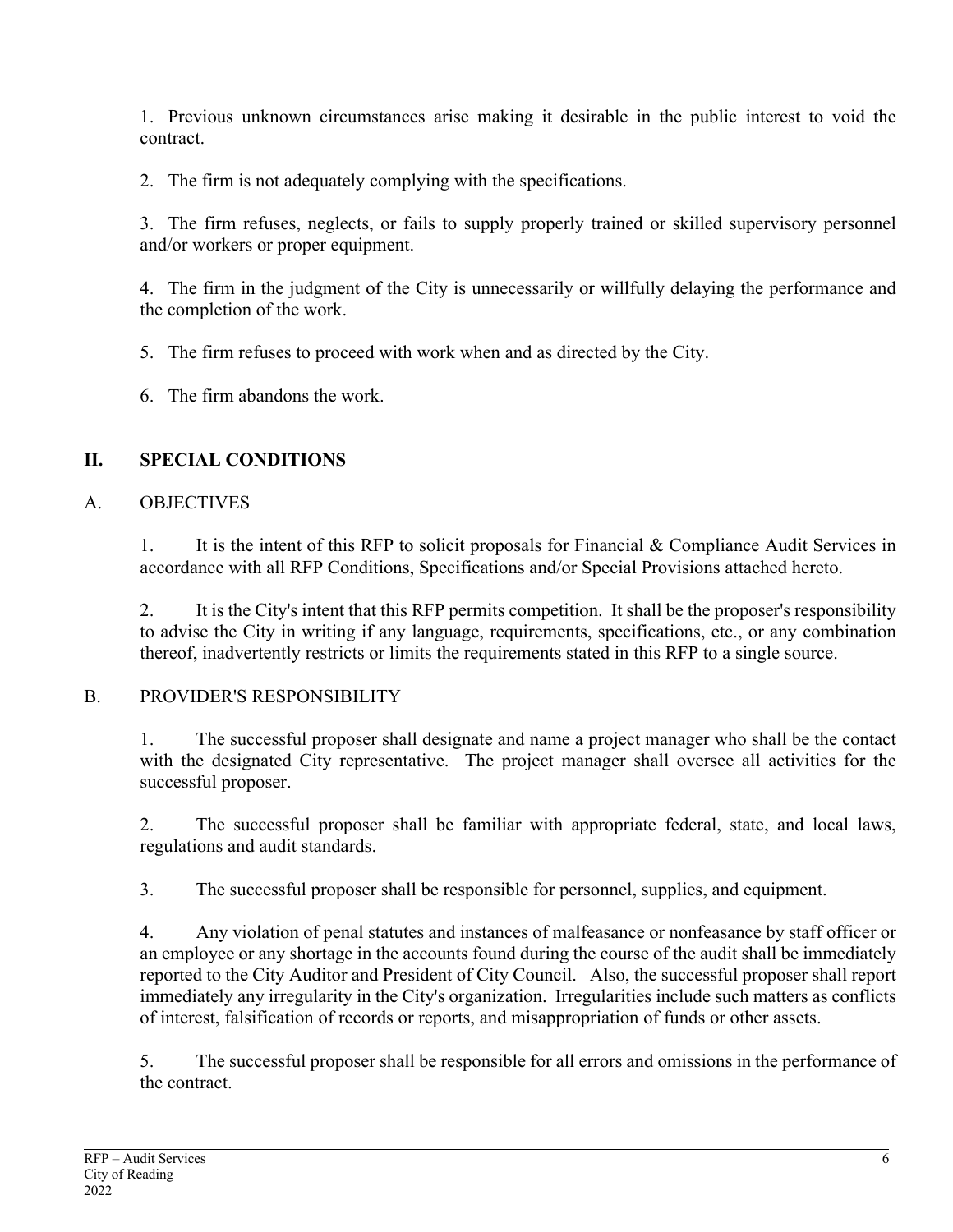1. Previous unknown circumstances arise making it desirable in the public interest to void the contract.

2. The firm is not adequately complying with the specifications.

3. The firm refuses, neglects, or fails to supply properly trained or skilled supervisory personnel and/or workers or proper equipment.

4. The firm in the judgment of the City is unnecessarily or willfully delaying the performance and the completion of the work.

5. The firm refuses to proceed with work when and as directed by the City.

6. The firm abandons the work.

## II. SPECIAL CONDITIONS

### A. OBJECTIVES

1. It is the intent of this RFP to solicit proposals for Financial & Compliance Audit Services in accordance with all RFP Conditions, Specifications and/or Special Provisions attached hereto.

2. It is the City's intent that this RFP permits competition. It shall be the proposer's responsibility to advise the City in writing if any language, requirements, specifications, etc., or any combination thereof, inadvertently restricts or limits the requirements stated in this RFP to a single source.

### B. PROVIDER'S RESPONSIBILITY

1. The successful proposer shall designate and name a project manager who shall be the contact with the designated City representative. The project manager shall oversee all activities for the successful proposer.

2. The successful proposer shall be familiar with appropriate federal, state, and local laws, regulations and audit standards.

3. The successful proposer shall be responsible for personnel, supplies, and equipment.

4. Any violation of penal statutes and instances of malfeasance or nonfeasance by staff officer or an employee or any shortage in the accounts found during the course of the audit shall be immediately reported to the City Auditor and President of City Council. Also, the successful proposer shall report immediately any irregularity in the City's organization. Irregularities include such matters as conflicts of interest, falsification of records or reports, and misappropriation of funds or other assets.

5. The successful proposer shall be responsible for all errors and omissions in the performance of the contract.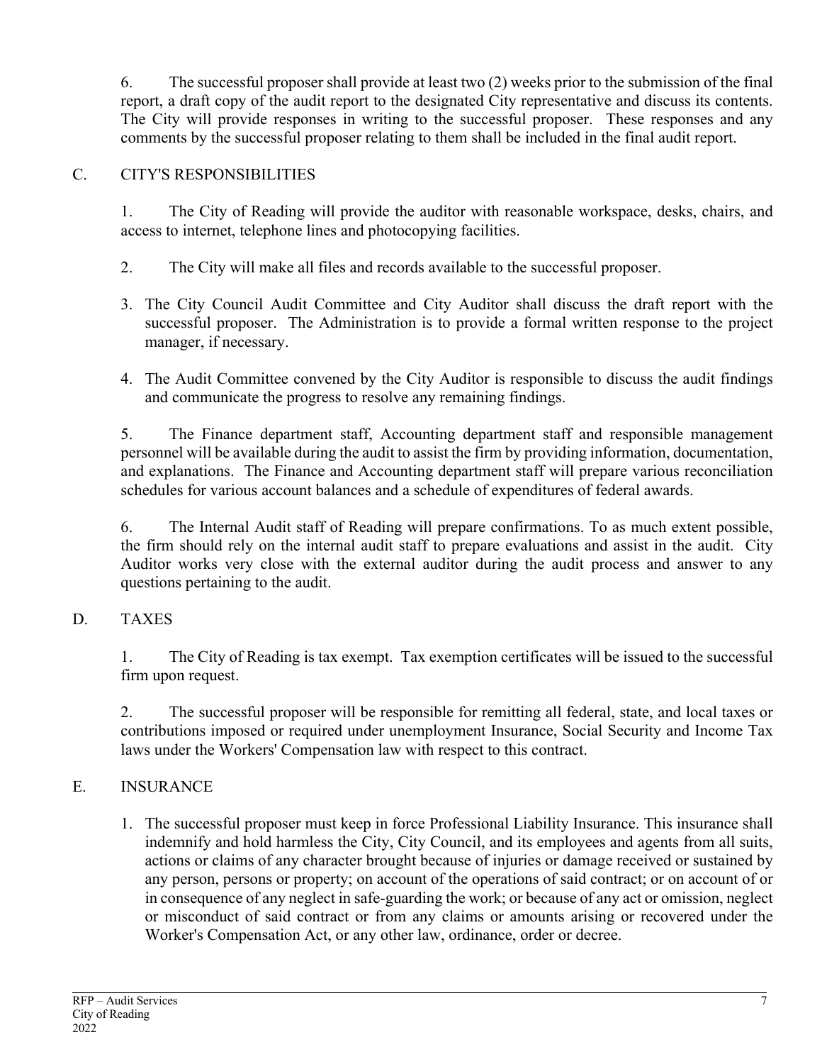6. The successful proposer shall provide at least two (2) weeks prior to the submission of the final report, a draft copy of the audit report to the designated City representative and discuss its contents. The City will provide responses in writing to the successful proposer. These responses and any comments by the successful proposer relating to them shall be included in the final audit report.

## C. CITY'S RESPONSIBILITIES

1. The City of Reading will provide the auditor with reasonable workspace, desks, chairs, and access to internet, telephone lines and photocopying facilities.

2. The City will make all files and records available to the successful proposer.

3. The City Council Audit Committee and City Auditor shall discuss the draft report with the successful proposer. The Administration is to provide a formal written response to the project manager, if necessary.

4. The Audit Committee convened by the City Auditor is responsible to discuss the audit findings and communicate the progress to resolve any remaining findings.

5. The Finance department staff, Accounting department staff and responsible management personnel will be available during the audit to assist the firm by providing information, documentation, and explanations. The Finance and Accounting department staff will prepare various reconciliation schedules for various account balances and a schedule of expenditures of federal awards.

6. The Internal Audit staff of Reading will prepare confirmations. To as much extent possible, the firm should rely on the internal audit staff to prepare evaluations and assist in the audit. City Auditor works very close with the external auditor during the audit process and answer to any questions pertaining to the audit.

## D. TAXES

1. The City of Reading is tax exempt. Tax exemption certificates will be issued to the successful firm upon request.

2. The successful proposer will be responsible for remitting all federal, state, and local taxes or contributions imposed or required under unemployment Insurance, Social Security and Income Tax laws under the Workers' Compensation law with respect to this contract.

## E. INSURANCE

1. The successful proposer must keep in force Professional Liability Insurance. This insurance shall indemnify and hold harmless the City, City Council, and its employees and agents from all suits, actions or claims of any character brought because of injuries or damage received or sustained by any person, persons or property; on account of the operations of said contract; or on account of or in consequence of any neglect in safe-guarding the work; or because of any act or omission, neglect or misconduct of said contract or from any claims or amounts arising or recovered under the Worker's Compensation Act, or any other law, ordinance, order or decree.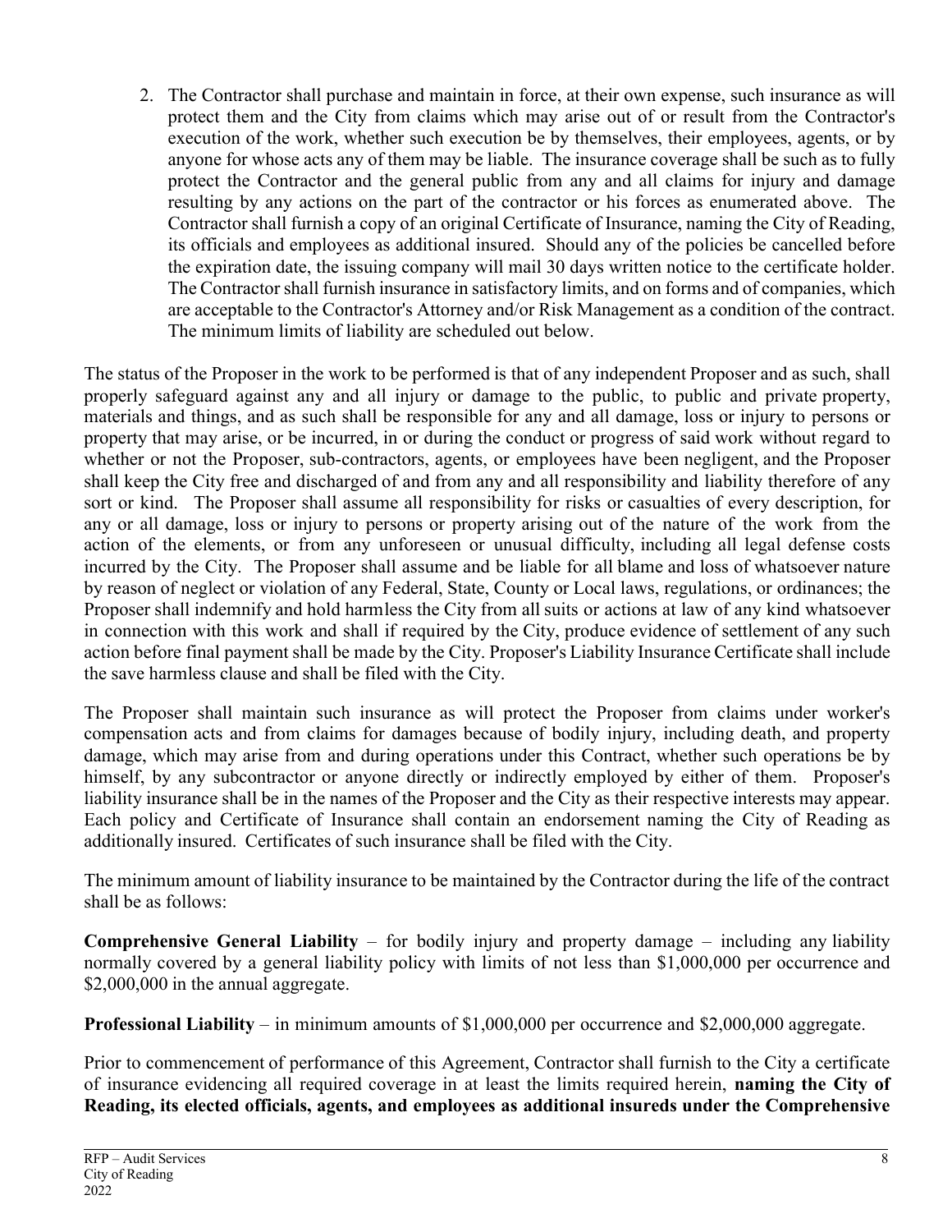2. The Contractor shall purchase and maintain in force, at their own expense, such insurance as will protect them and the City from claims which may arise out of or result from the Contractor's execution of the work, whether such execution be by themselves, their employees, agents, or by anyone for whose acts any of them may be liable. The insurance coverage shall be such as to fully protect the Contractor and the general public from any and all claims for injury and damage resulting by any actions on the part of the contractor or his forces as enumerated above. The Contractor shall furnish a copy of an original Certificate of Insurance, naming the City of Reading, its officials and employees as additional insured. Should any of the policies be cancelled before the expiration date, the issuing company will mail 30 days written notice to the certificate holder. The Contractor shall furnish insurance in satisfactory limits, and on forms and of companies, which are acceptable to the Contractor's Attorney and/or Risk Management as a condition of the contract. The minimum limits of liability are scheduled out below.

The status of the Proposer in the work to be performed is that of any independent Proposer and as such, shall properly safeguard against any and all injury or damage to the public, to public and private property, materials and things, and as such shall be responsible for any and all damage, loss or injury to persons or property that may arise, or be incurred, in or during the conduct or progress of said work without regard to whether or not the Proposer, sub-contractors, agents, or employees have been negligent, and the Proposer shall keep the City free and discharged of and from any and all responsibility and liability therefore of any sort or kind. The Proposer shall assume all responsibility for risks or casualties of every description, for any or all damage, loss or injury to persons or property arising out of the nature of the work from the action of the elements, or from any unforeseen or unusual difficulty, including all legal defense costs incurred by the City. The Proposer shall assume and be liable for all blame and loss of whatsoever nature by reason of neglect or violation of any Federal, State, County or Local laws, regulations, or ordinances; the Proposer shall indemnify and hold harmless the City from all suits or actions at law of any kind whatsoever in connection with this work and shall if required by the City, produce evidence of settlement of any such action before final payment shall be made by the City. Proposer's Liability Insurance Certificate shall include the save harmless clause and shall be filed with the City.

The Proposer shall maintain such insurance as will protect the Proposer from claims under worker's compensation acts and from claims for damages because of bodily injury, including death, and property damage, which may arise from and during operations under this Contract, whether such operations be by himself, by any subcontractor or anyone directly or indirectly employed by either of them. Proposer's liability insurance shall be in the names of the Proposer and the City as their respective interests may appear. Each policy and Certificate of Insurance shall contain an endorsement naming the City of Reading as additionally insured. Certificates of such insurance shall be filed with the City.

The minimum amount of liability insurance to be maintained by the Contractor during the life of the contract shall be as follows:

**Comprehensive General Liability** – for bodily injury and property damage – including any liability normally covered by a general liability policy with limits of not less than $1,000,000 per occurrence and $2,000,000 in the annual aggregate.

**Professional Liability** – in minimum amounts of $1,000,000 per occurrence and $2,000,000 aggregate.

Prior to commencement of performance of this Agreement, Contractor shall furnish to the City a certificate of insurance evidencing all required coverage in at least the limits required herein, **naming the City of Reading, its elected officials, agents, and employees as additional insureds under the Comprehensive**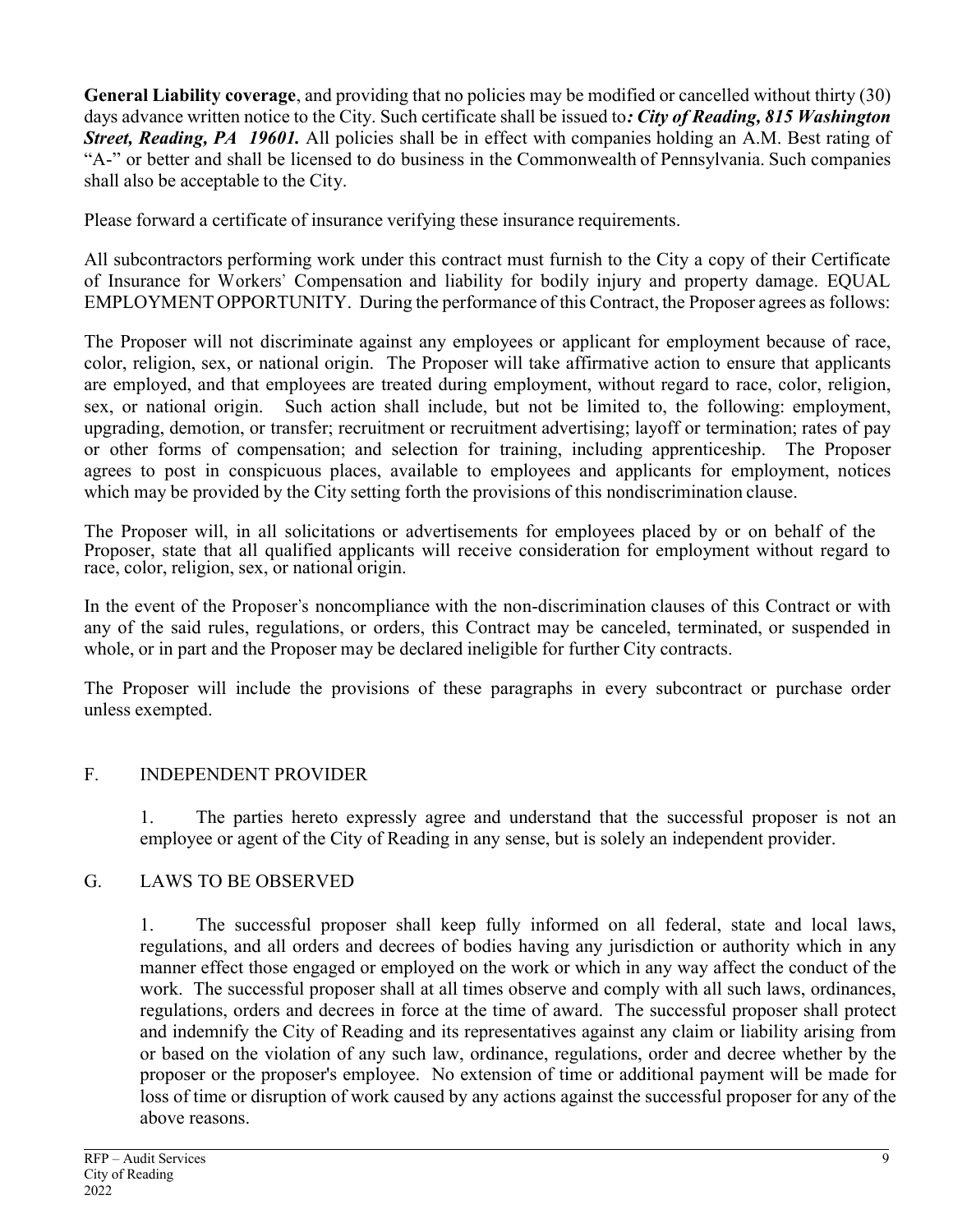**General Liability coverage**, and providing that no policies may be modified or cancelled without thirty (30) days advance written notice to the City. Such certificate shall be issued to***: City of Reading, 815 Washington Street, Reading, PA 19601.*** All policies shall be in effect with companies holding an A.M. Best rating of "A-" or better and shall be licensed to do business in the Commonwealth of Pennsylvania. Such companies shall also be acceptable to the City.

Please forward a certificate of insurance verifying these insurance requirements.

All subcontractors performing work under this contract must furnish to the City a copy of their Certificate of Insurance for Workers' Compensation and liability for bodily injury and property damage. EQUAL EMPLOYMENT OPPORTUNITY. During the performance of this Contract, the Proposer agrees as follows:

The Proposer will not discriminate against any employees or applicant for employment because of race, color, religion, sex, or national origin. The Proposer will take affirmative action to ensure that applicants are employed, and that employees are treated during employment, without regard to race, color, religion, sex, or national origin. Such action shall include, but not be limited to, the following: employment, upgrading, demotion, or transfer; recruitment or recruitment advertising; layoff or termination; rates of pay or other forms of compensation; and selection for training, including apprenticeship. The Proposer agrees to post in conspicuous places, available to employees and applicants for employment, notices which may be provided by the City setting forth the provisions of this nondiscrimination clause.

The Proposer will, in all solicitations or advertisements for employees placed by or on behalf of the Proposer, state that all qualified applicants will receive consideration for employment without regard to race, color, religion, sex, or national origin.

In the event of the Proposer's noncompliance with the non-discrimination clauses of this Contract or with any of the said rules, regulations, or orders, this Contract may be canceled, terminated, or suspended in whole, or in part and the Proposer may be declared ineligible for further City contracts.

The Proposer will include the provisions of these paragraphs in every subcontract or purchase order unless exempted.

## F. INDEPENDENT PROVIDER

1. The parties hereto expressly agree and understand that the successful proposer is not an employee or agent of the City of Reading in any sense, but is solely an independent provider.

## G. LAWS TO BE OBSERVED

1. The successful proposer shall keep fully informed on all federal, state and local laws, regulations, and all orders and decrees of bodies having any jurisdiction or authority which in any manner effect those engaged or employed on the work or which in any way affect the conduct of the work. The successful proposer shall at all times observe and comply with all such laws, ordinances, regulations, orders and decrees in force at the time of award. The successful proposer shall protect and indemnify the City of Reading and its representatives against any claim or liability arising from or based on the violation of any such law, ordinance, regulations, order and decree whether by the proposer or the proposer's employee. No extension of time or additional payment will be made for loss of time or disruption of work caused by any actions against the successful proposer for any of the above reasons.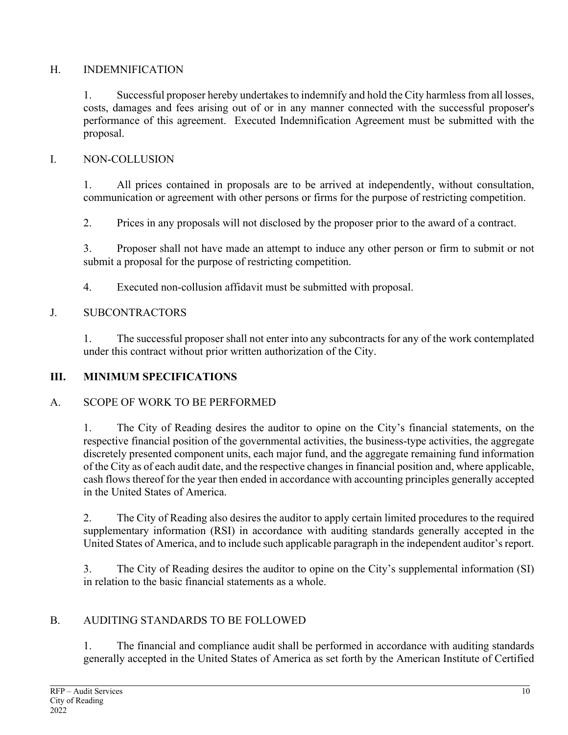## H. INDEMNIFICATION

1. Successful proposer hereby undertakes to indemnify and hold the City harmless from all losses, costs, damages and fees arising out of or in any manner connected with the successful proposer's performance of this agreement. Executed Indemnification Agreement must be submitted with the proposal.

## I. NON-COLLUSION

1. All prices contained in proposals are to be arrived at independently, without consultation, communication or agreement with other persons or firms for the purpose of restricting competition.

2. Prices in any proposals will not disclosed by the proposer prior to the award of a contract.

3. Proposer shall not have made an attempt to induce any other person or firm to submit or not submit a proposal for the purpose of restricting competition.

4. Executed non-collusion affidavit must be submitted with proposal.

## J. SUBCONTRACTORS

1. The successful proposer shall not enter into any subcontracts for any of the work contemplated under this contract without prior written authorization of the City.

# III. MINIMUM SPECIFICATIONS

## A. SCOPE OF WORK TO BE PERFORMED

1. The City of Reading desires the auditor to opine on the City's financial statements, on the respective financial position of the governmental activities, the business-type activities, the aggregate discretely presented component units, each major fund, and the aggregate remaining fund information of the City as of each audit date, and the respective changes in financial position and, where applicable, cash flows thereof for the year then ended in accordance with accounting principles generally accepted in the United States of America.

2. The City of Reading also desires the auditor to apply certain limited procedures to the required supplementary information (RSI) in accordance with auditing standards generally accepted in the United States of America, and to include such applicable paragraph in the independent auditor's report.

3. The City of Reading desires the auditor to opine on the City's supplemental information (SI) in relation to the basic financial statements as a whole.

## B. AUDITING STANDARDS TO BE FOLLOWED

1. The financial and compliance audit shall be performed in accordance with auditing standards generally accepted in the United States of America as set forth by the American Institute of Certified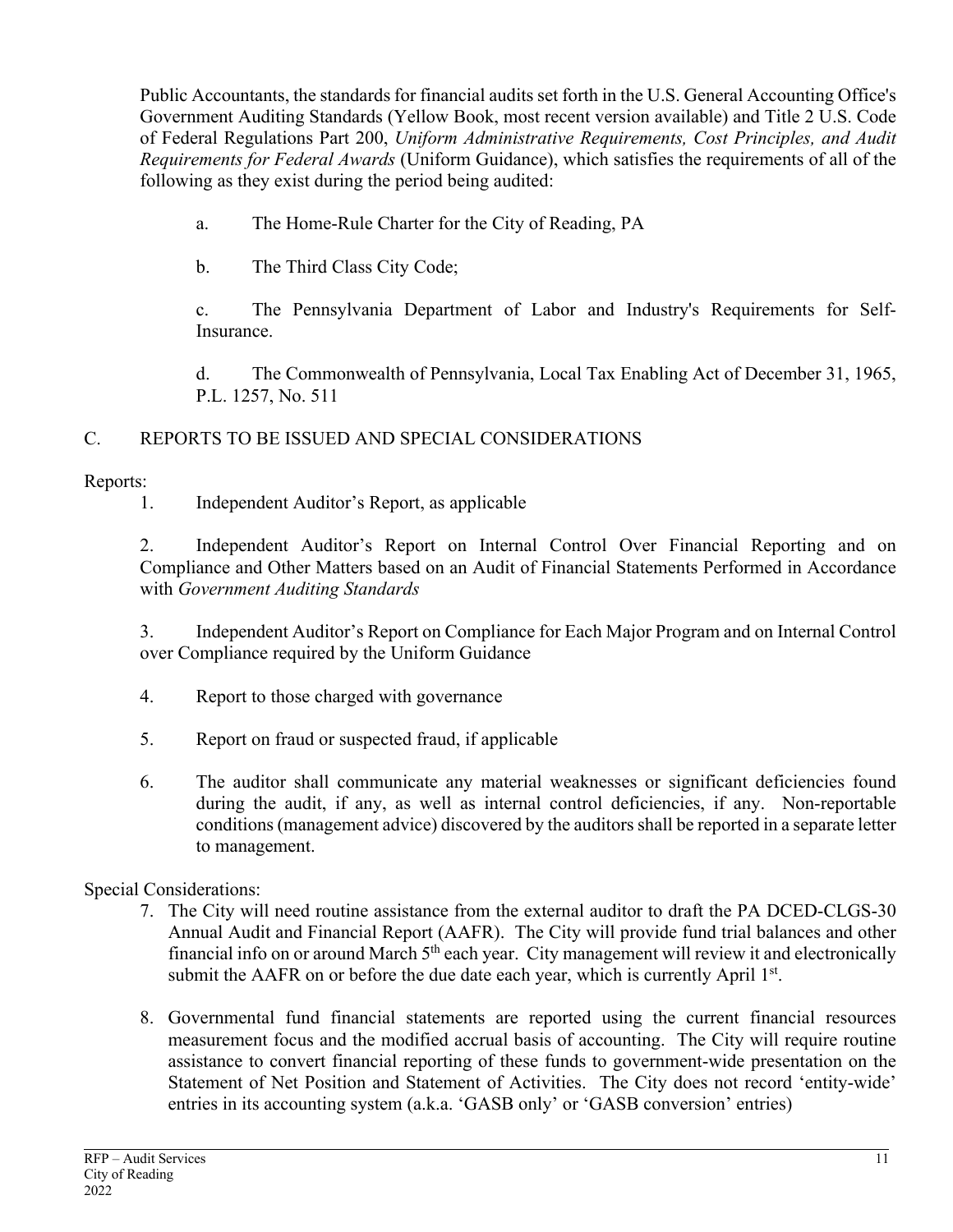Public Accountants, the standards for financial audits set forth in the U.S. General Accounting Office's Government Auditing Standards (Yellow Book, most recent version available) and Title 2 U.S. Code of Federal Regulations Part 200, *Uniform Administrative Requirements, Cost Principles, and Audit Requirements for Federal Awards* (Uniform Guidance), which satisfies the requirements of all of the following as they exist during the period being audited:

a. The Home-Rule Charter for the City of Reading, PA

b. The Third Class City Code;

c. The Pennsylvania Department of Labor and Industry's Requirements for Self-Insurance.

d. The Commonwealth of Pennsylvania, Local Tax Enabling Act of December 31, 1965, P.L. 1257, No. 511

## C. REPORTS TO BE ISSUED AND SPECIAL CONSIDERATIONS

Reports:

1. Independent Auditor's Report, as applicable

2. Independent Auditor's Report on Internal Control Over Financial Reporting and on Compliance and Other Matters based on an Audit of Financial Statements Performed in Accordance with *Government Auditing Standards*

3. Independent Auditor's Report on Compliance for Each Major Program and on Internal Control over Compliance required by the Uniform Guidance

4. Report to those charged with governance

5. Report on fraud or suspected fraud, if applicable

6. The auditor shall communicate any material weaknesses or significant deficiencies found during the audit, if any, as well as internal control deficiencies, if any. Non-reportable conditions (management advice) discovered by the auditors shall be reported in a separate letter to management.

Special Considerations:

7. The City will need routine assistance from the external auditor to draft the PA DCED-CLGS-30 Annual Audit and Financial Report (AAFR). The City will provide fund trial balances and other financial info on or around March 5th each year. City management will review it and electronically submit the AAFR on or before the due date each year, which is currently April 1st.

8. Governmental fund financial statements are reported using the current financial resources measurement focus and the modified accrual basis of accounting. The City will require routine assistance to convert financial reporting of these funds to government-wide presentation on the Statement of Net Position and Statement of Activities. The City does not record 'entity-wide' entries in its accounting system (a.k.a. 'GASB only' or 'GASB conversion' entries)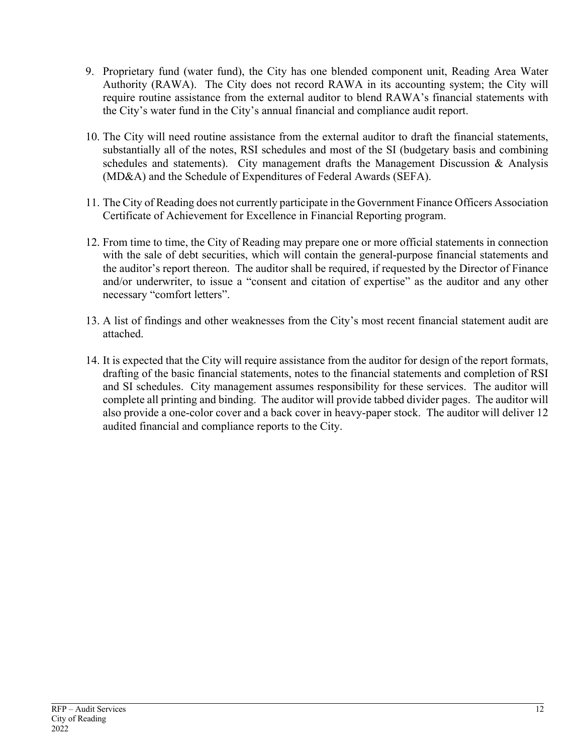9. Proprietary fund (water fund), the City has one blended component unit, Reading Area Water Authority (RAWA). The City does not record RAWA in its accounting system; the City will require routine assistance from the external auditor to blend RAWA's financial statements with the City's water fund in the City's annual financial and compliance audit report.

10. The City will need routine assistance from the external auditor to draft the financial statements, substantially all of the notes, RSI schedules and most of the SI (budgetary basis and combining schedules and statements). City management drafts the Management Discussion & Analysis (MD&A) and the Schedule of Expenditures of Federal Awards (SEFA).

11. The City of Reading does not currently participate in the Government Finance Officers Association Certificate of Achievement for Excellence in Financial Reporting program.

12. From time to time, the City of Reading may prepare one or more official statements in connection with the sale of debt securities, which will contain the general-purpose financial statements and the auditor's report thereon. The auditor shall be required, if requested by the Director of Finance and/or underwriter, to issue a "consent and citation of expertise" as the auditor and any other necessary "comfort letters".

13. A list of findings and other weaknesses from the City's most recent financial statement audit are attached.

14. It is expected that the City will require assistance from the auditor for design of the report formats, drafting of the basic financial statements, notes to the financial statements and completion of RSI and SI schedules. City management assumes responsibility for these services. The auditor will complete all printing and binding. The auditor will provide tabbed divider pages. The auditor will also provide a one-color cover and a back cover in heavy-paper stock. The auditor will deliver 12 audited financial and compliance reports to the City.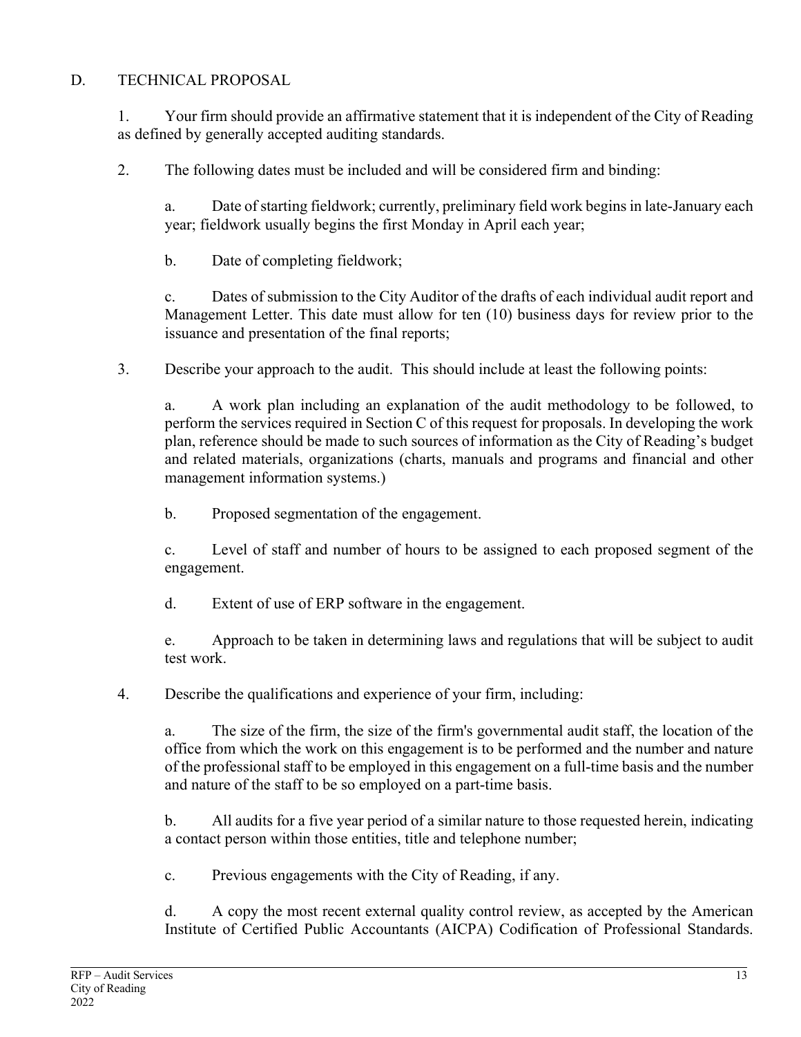D. TECHNICAL PROPOSAL

1. Your firm should provide an affirmative statement that it is independent of the City of Reading as defined by generally accepted auditing standards.

2. The following dates must be included and will be considered firm and binding:

   a. Date of starting fieldwork; currently, preliminary field work begins in late-January each year; fieldwork usually begins the first Monday in April each year;

   b. Date of completing fieldwork;

   c. Dates of submission to the City Auditor of the drafts of each individual audit report and Management Letter. This date must allow for ten (10) business days for review prior to the issuance and presentation of the final reports;

3. Describe your approach to the audit. This should include at least the following points:

   a. A work plan including an explanation of the audit methodology to be followed, to perform the services required in Section C of this request for proposals. In developing the work plan, reference should be made to such sources of information as the City of Reading's budget and related materials, organizations (charts, manuals and programs and financial and other management information systems.)

   b. Proposed segmentation of the engagement.

   c. Level of staff and number of hours to be assigned to each proposed segment of the engagement.

   d. Extent of use of ERP software in the engagement.

   e. Approach to be taken in determining laws and regulations that will be subject to audit test work.

4. Describe the qualifications and experience of your firm, including:

   a. The size of the firm, the size of the firm's governmental audit staff, the location of the office from which the work on this engagement is to be performed and the number and nature of the professional staff to be employed in this engagement on a full-time basis and the number and nature of the staff to be so employed on a part-time basis.

   b. All audits for a five year period of a similar nature to those requested herein, indicating a contact person within those entities, title and telephone number;

   c. Previous engagements with the City of Reading, if any.

   d. A copy the most recent external quality control review, as accepted by the American Institute of Certified Public Accountants (AICPA) Codification of Professional Standards.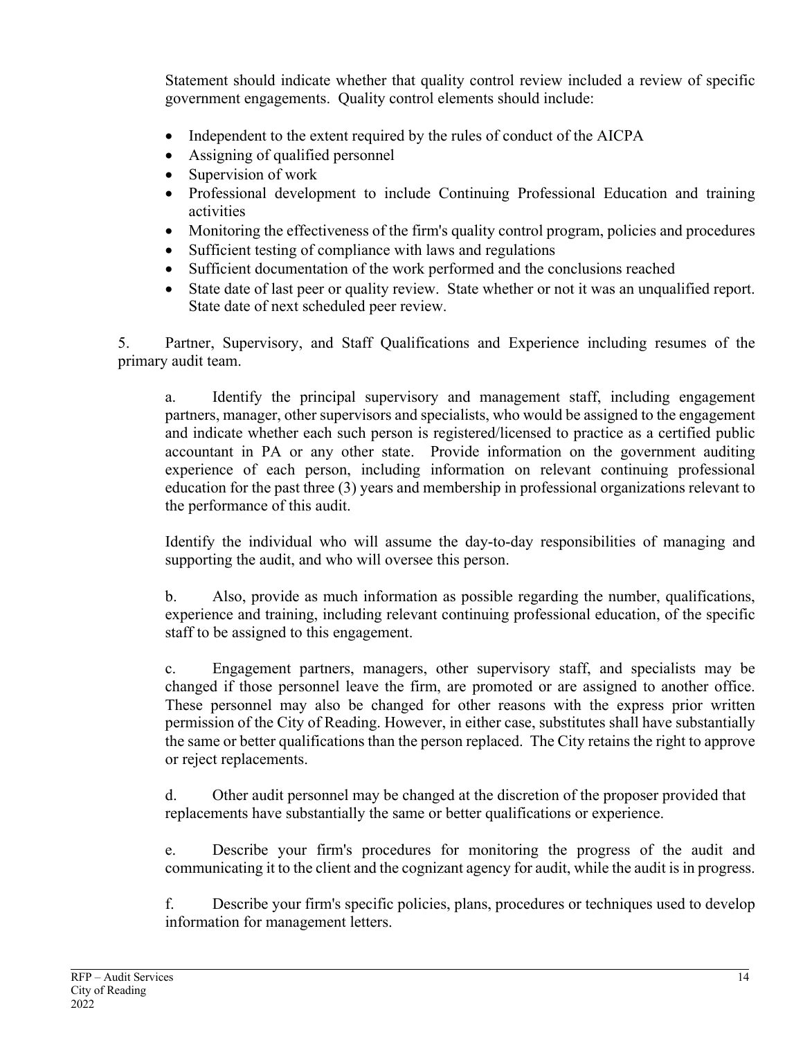Statement should indicate whether that quality control review included a review of specific government engagements. Quality control elements should include:

- Independent to the extent required by the rules of conduct of the AICPA
- Assigning of qualified personnel
- Supervision of work
- Professional development to include Continuing Professional Education and training activities
- Monitoring the effectiveness of the firm's quality control program, policies and procedures
- Sufficient testing of compliance with laws and regulations
- Sufficient documentation of the work performed and the conclusions reached
- State date of last peer or quality review. State whether or not it was an unqualified report. State date of next scheduled peer review.

5. Partner, Supervisory, and Staff Qualifications and Experience including resumes of the primary audit team.

a. Identify the principal supervisory and management staff, including engagement partners, manager, other supervisors and specialists, who would be assigned to the engagement and indicate whether each such person is registered/licensed to practice as a certified public accountant in PA or any other state. Provide information on the government auditing experience of each person, including information on relevant continuing professional education for the past three (3) years and membership in professional organizations relevant to the performance of this audit.

Identify the individual who will assume the day-to-day responsibilities of managing and supporting the audit, and who will oversee this person.

b. Also, provide as much information as possible regarding the number, qualifications, experience and training, including relevant continuing professional education, of the specific staff to be assigned to this engagement.

c. Engagement partners, managers, other supervisory staff, and specialists may be changed if those personnel leave the firm, are promoted or are assigned to another office. These personnel may also be changed for other reasons with the express prior written permission of the City of Reading. However, in either case, substitutes shall have substantially the same or better qualifications than the person replaced. The City retains the right to approve or reject replacements.

d. Other audit personnel may be changed at the discretion of the proposer provided that replacements have substantially the same or better qualifications or experience.

e. Describe your firm's procedures for monitoring the progress of the audit and communicating it to the client and the cognizant agency for audit, while the audit is in progress.

f. Describe your firm's specific policies, plans, procedures or techniques used to develop information for management letters.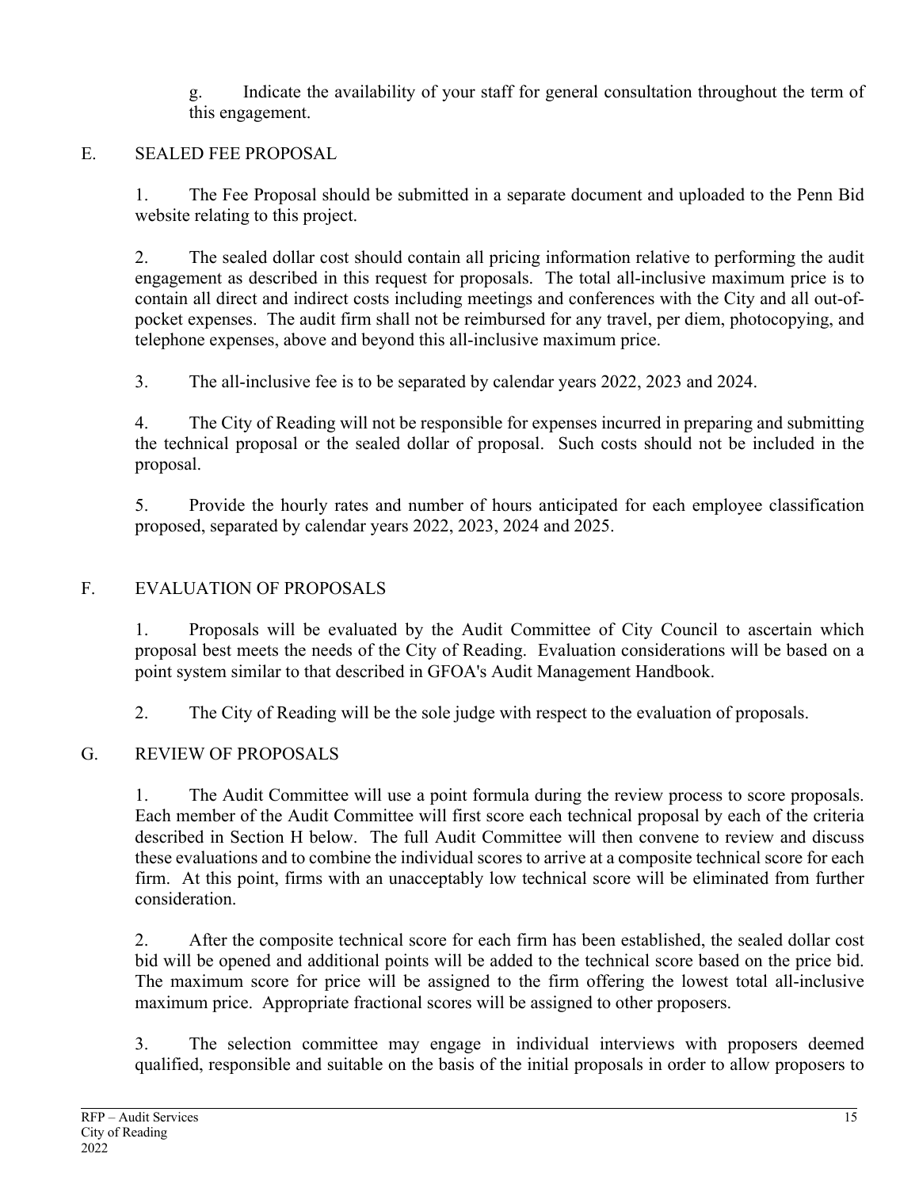g. Indicate the availability of your staff for general consultation throughout the term of this engagement.

## E. SEALED FEE PROPOSAL

1. The Fee Proposal should be submitted in a separate document and uploaded to the Penn Bid website relating to this project.

2. The sealed dollar cost should contain all pricing information relative to performing the audit engagement as described in this request for proposals. The total all-inclusive maximum price is to contain all direct and indirect costs including meetings and conferences with the City and all out-of-pocket expenses. The audit firm shall not be reimbursed for any travel, per diem, photocopying, and telephone expenses, above and beyond this all-inclusive maximum price.

3. The all-inclusive fee is to be separated by calendar years 2022, 2023 and 2024.

4. The City of Reading will not be responsible for expenses incurred in preparing and submitting the technical proposal or the sealed dollar of proposal. Such costs should not be included in the proposal.

5. Provide the hourly rates and number of hours anticipated for each employee classification proposed, separated by calendar years 2022, 2023, 2024 and 2025.

## F. EVALUATION OF PROPOSALS

1. Proposals will be evaluated by the Audit Committee of City Council to ascertain which proposal best meets the needs of the City of Reading. Evaluation considerations will be based on a point system similar to that described in GFOA's Audit Management Handbook.

2. The City of Reading will be the sole judge with respect to the evaluation of proposals.

## G. REVIEW OF PROPOSALS

1. The Audit Committee will use a point formula during the review process to score proposals. Each member of the Audit Committee will first score each technical proposal by each of the criteria described in Section H below. The full Audit Committee will then convene to review and discuss these evaluations and to combine the individual scores to arrive at a composite technical score for each firm. At this point, firms with an unacceptably low technical score will be eliminated from further consideration.

2. After the composite technical score for each firm has been established, the sealed dollar cost bid will be opened and additional points will be added to the technical score based on the price bid. The maximum score for price will be assigned to the firm offering the lowest total all-inclusive maximum price. Appropriate fractional scores will be assigned to other proposers.

3. The selection committee may engage in individual interviews with proposers deemed qualified, responsible and suitable on the basis of the initial proposals in order to allow proposers to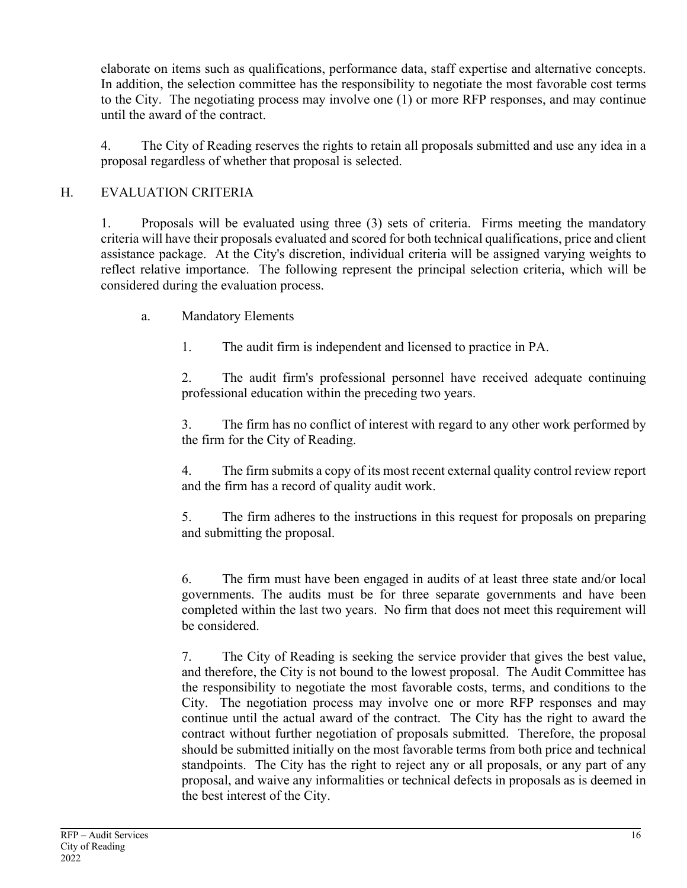elaborate on items such as qualifications, performance data, staff expertise and alternative concepts. In addition, the selection committee has the responsibility to negotiate the most favorable cost terms to the City. The negotiating process may involve one (1) or more RFP responses, and may continue until the award of the contract.

4. The City of Reading reserves the rights to retain all proposals submitted and use any idea in a proposal regardless of whether that proposal is selected.

## H. EVALUATION CRITERIA

1. Proposals will be evaluated using three (3) sets of criteria. Firms meeting the mandatory criteria will have their proposals evaluated and scored for both technical qualifications, price and client assistance package. At the City's discretion, individual criteria will be assigned varying weights to reflect relative importance. The following represent the principal selection criteria, which will be considered during the evaluation process.

a. Mandatory Elements

1. The audit firm is independent and licensed to practice in PA.

2. The audit firm's professional personnel have received adequate continuing professional education within the preceding two years.

3. The firm has no conflict of interest with regard to any other work performed by the firm for the City of Reading.

4. The firm submits a copy of its most recent external quality control review report and the firm has a record of quality audit work.

5. The firm adheres to the instructions in this request for proposals on preparing and submitting the proposal.

6. The firm must have been engaged in audits of at least three state and/or local governments. The audits must be for three separate governments and have been completed within the last two years. No firm that does not meet this requirement will be considered.

7. The City of Reading is seeking the service provider that gives the best value, and therefore, the City is not bound to the lowest proposal. The Audit Committee has the responsibility to negotiate the most favorable costs, terms, and conditions to the City. The negotiation process may involve one or more RFP responses and may continue until the actual award of the contract. The City has the right to award the contract without further negotiation of proposals submitted. Therefore, the proposal should be submitted initially on the most favorable terms from both price and technical standpoints. The City has the right to reject any or all proposals, or any part of any proposal, and waive any informalities or technical defects in proposals as is deemed in the best interest of the City.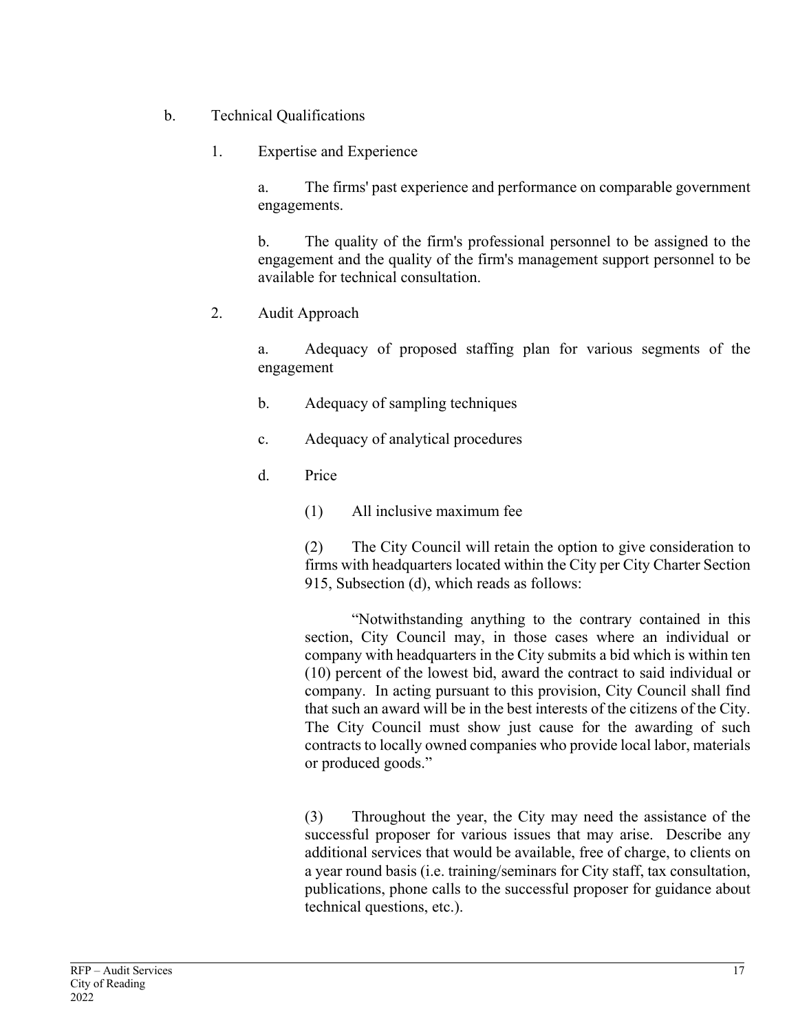b. Technical Qualifications

1. Expertise and Experience

a. The firms' past experience and performance on comparable government engagements.

b. The quality of the firm's professional personnel to be assigned to the engagement and the quality of the firm's management support personnel to be available for technical consultation.

2. Audit Approach

a. Adequacy of proposed staffing plan for various segments of the engagement

b. Adequacy of sampling techniques

c. Adequacy of analytical procedures

d. Price

(1) All inclusive maximum fee

(2) The City Council will retain the option to give consideration to firms with headquarters located within the City per City Charter Section 915, Subsection (d), which reads as follows:

"Notwithstanding anything to the contrary contained in this section, City Council may, in those cases where an individual or company with headquarters in the City submits a bid which is within ten (10) percent of the lowest bid, award the contract to said individual or company. In acting pursuant to this provision, City Council shall find that such an award will be in the best interests of the citizens of the City. The City Council must show just cause for the awarding of such contracts to locally owned companies who provide local labor, materials or produced goods."

(3) Throughout the year, the City may need the assistance of the successful proposer for various issues that may arise. Describe any additional services that would be available, free of charge, to clients on a year round basis (i.e. training/seminars for City staff, tax consultation, publications, phone calls to the successful proposer for guidance about technical questions, etc.).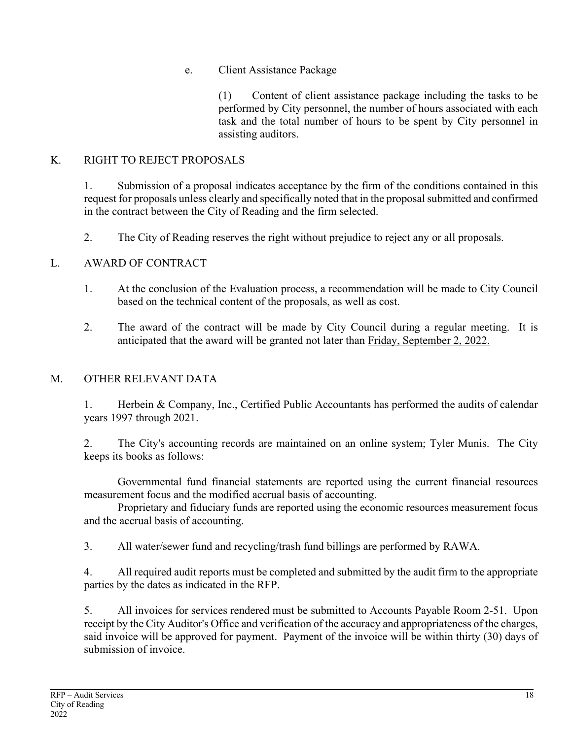e. Client Assistance Package

(1) Content of client assistance package including the tasks to be performed by City personnel, the number of hours associated with each task and the total number of hours to be spent by City personnel in assisting auditors.

## K. RIGHT TO REJECT PROPOSALS

1. Submission of a proposal indicates acceptance by the firm of the conditions contained in this request for proposals unless clearly and specifically noted that in the proposal submitted and confirmed in the contract between the City of Reading and the firm selected.

2. The City of Reading reserves the right without prejudice to reject any or all proposals.

## L. AWARD OF CONTRACT

1. At the conclusion of the Evaluation process, a recommendation will be made to City Council based on the technical content of the proposals, as well as cost.

2. The award of the contract will be made by City Council during a regular meeting. It is anticipated that the award will be granted not later than Friday, September 2, 2022.

## M. OTHER RELEVANT DATA

1. Herbein & Company, Inc., Certified Public Accountants has performed the audits of calendar years 1997 through 2021.

2. The City's accounting records are maintained on an online system; Tyler Munis. The City keeps its books as follows:

Governmental fund financial statements are reported using the current financial resources measurement focus and the modified accrual basis of accounting.

Proprietary and fiduciary funds are reported using the economic resources measurement focus and the accrual basis of accounting.

3. All water/sewer fund and recycling/trash fund billings are performed by RAWA.

4. All required audit reports must be completed and submitted by the audit firm to the appropriate parties by the dates as indicated in the RFP.

5. All invoices for services rendered must be submitted to Accounts Payable Room 2-51. Upon receipt by the City Auditor's Office and verification of the accuracy and appropriateness of the charges, said invoice will be approved for payment. Payment of the invoice will be within thirty (30) days of submission of invoice.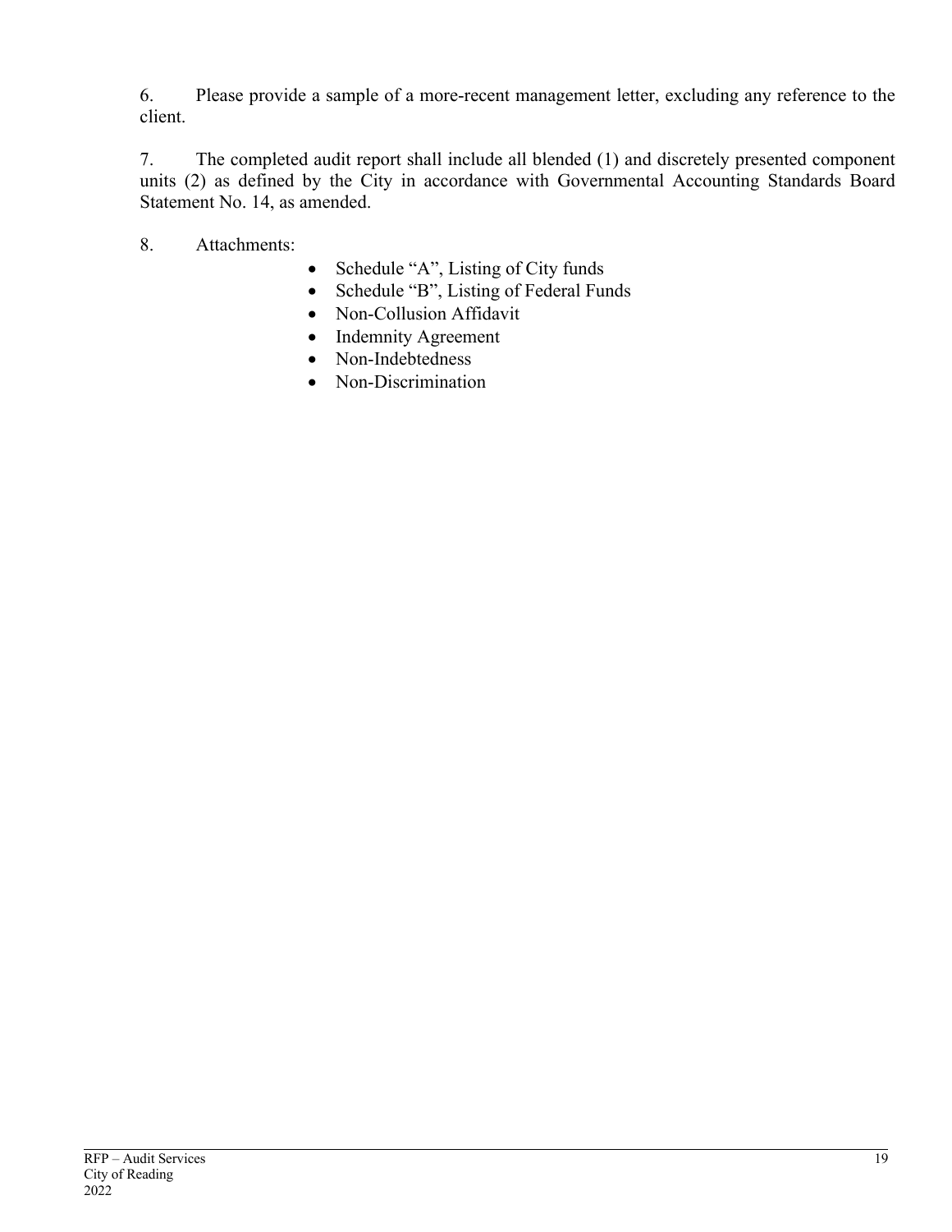6. Please provide a sample of a more-recent management letter, excluding any reference to the client.

7. The completed audit report shall include all blended (1) and discretely presented component units (2) as defined by the City in accordance with Governmental Accounting Standards Board Statement No. 14, as amended.

8. Attachments:

- Schedule "A", Listing of City funds
- Schedule "B", Listing of Federal Funds
- Non-Collusion Affidavit
- Indemnity Agreement
- Non-Indebtedness
- Non-Discrimination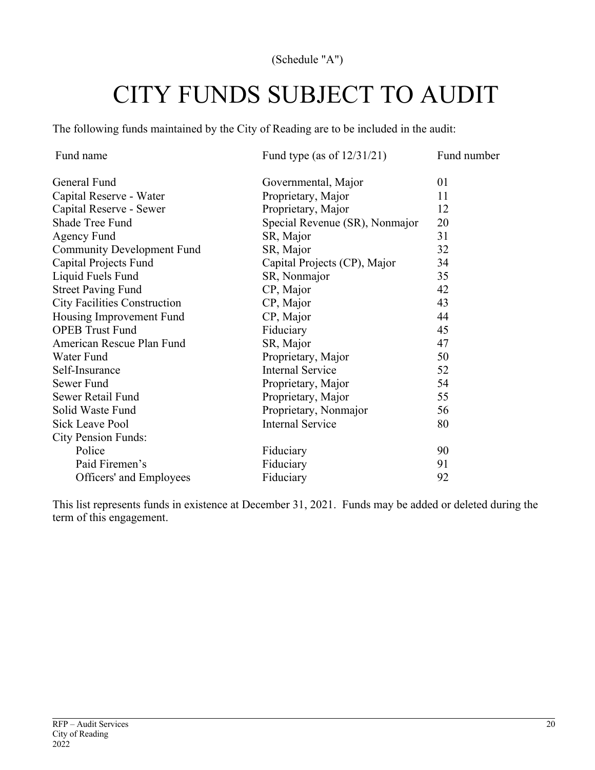(Schedule "A")

# CITY FUNDS SUBJECT TO AUDIT

The following funds maintained by the City of Reading are to be included in the audit:

| Fund name | Fund type (as of 12/31/21) | Fund number |
|---|---|---|
| General Fund | Governmental, Major | 01 |
| Capital Reserve - Water | Proprietary, Major | 11 |
| Capital Reserve - Sewer | Proprietary, Major | 12 |
| Shade Tree Fund | Special Revenue (SR), Nonmajor | 20 |
| Agency Fund | SR, Major | 31 |
| Community Development Fund | SR, Major | 32 |
| Capital Projects Fund | Capital Projects (CP), Major | 34 |
| Liquid Fuels Fund | SR, Nonmajor | 35 |
| Street Paving Fund | CP, Major | 42 |
| City Facilities Construction | CP, Major | 43 |
| Housing Improvement Fund | CP, Major | 44 |
| OPEB Trust Fund | Fiduciary | 45 |
| American Rescue Plan Fund | SR, Major | 47 |
| Water Fund | Proprietary, Major | 50 |
| Self-Insurance | Internal Service | 52 |
| Sewer Fund | Proprietary, Major | 54 |
| Sewer Retail Fund | Proprietary, Major | 55 |
| Solid Waste Fund | Proprietary, Nonmajor | 56 |
| Sick Leave Pool | Internal Service | 80 |
| City Pension Funds: | | |
| Police | Fiduciary | 90 |
| Paid Firemen's | Fiduciary | 91 |
| Officers' and Employees | Fiduciary | 92 |

This list represents funds in existence at December 31, 2021. Funds may be added or deleted during the term of this engagement.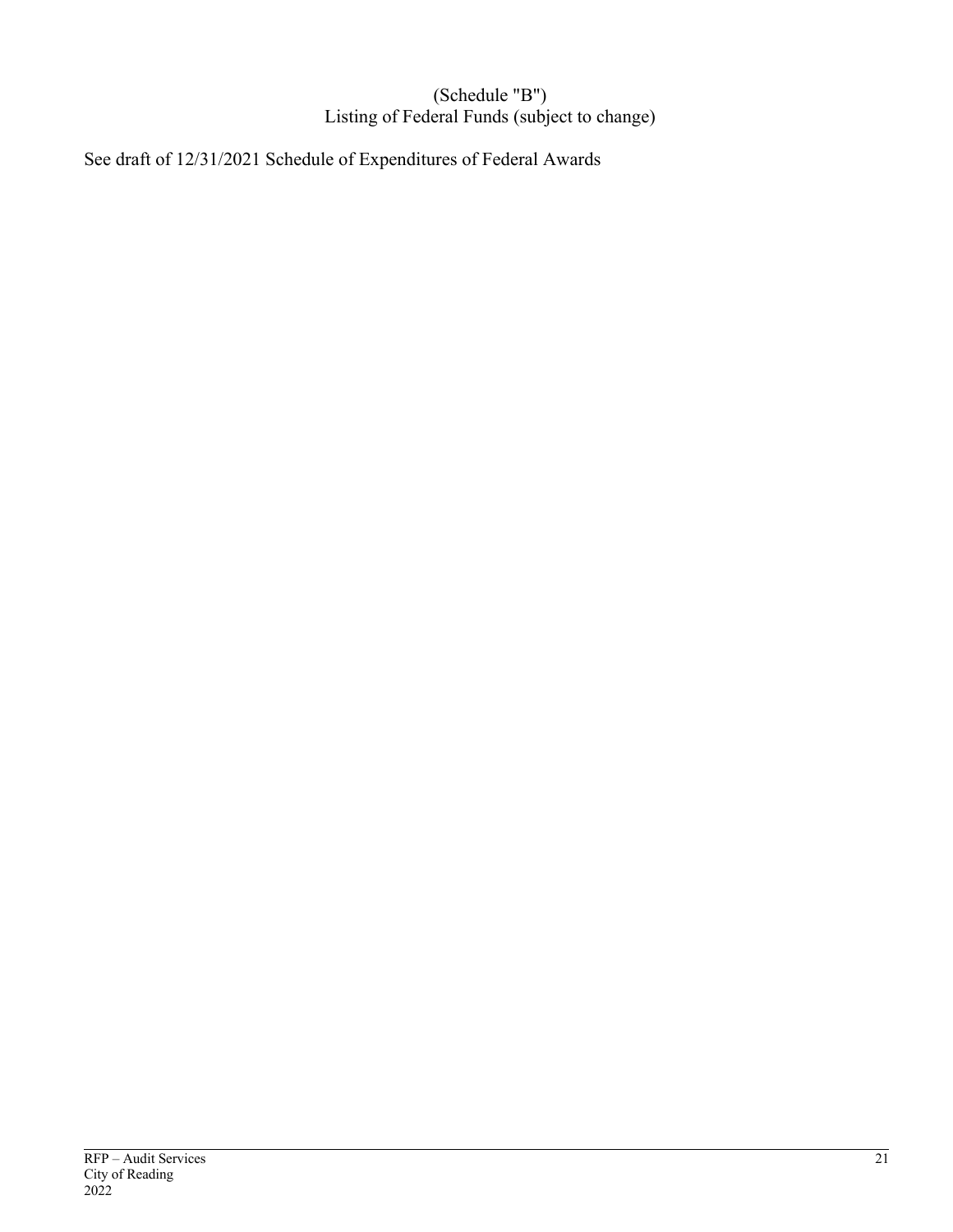# (Schedule "B")
## Listing of Federal Funds (subject to change)

See draft of 12/31/2021 Schedule of Expenditures of Federal Awards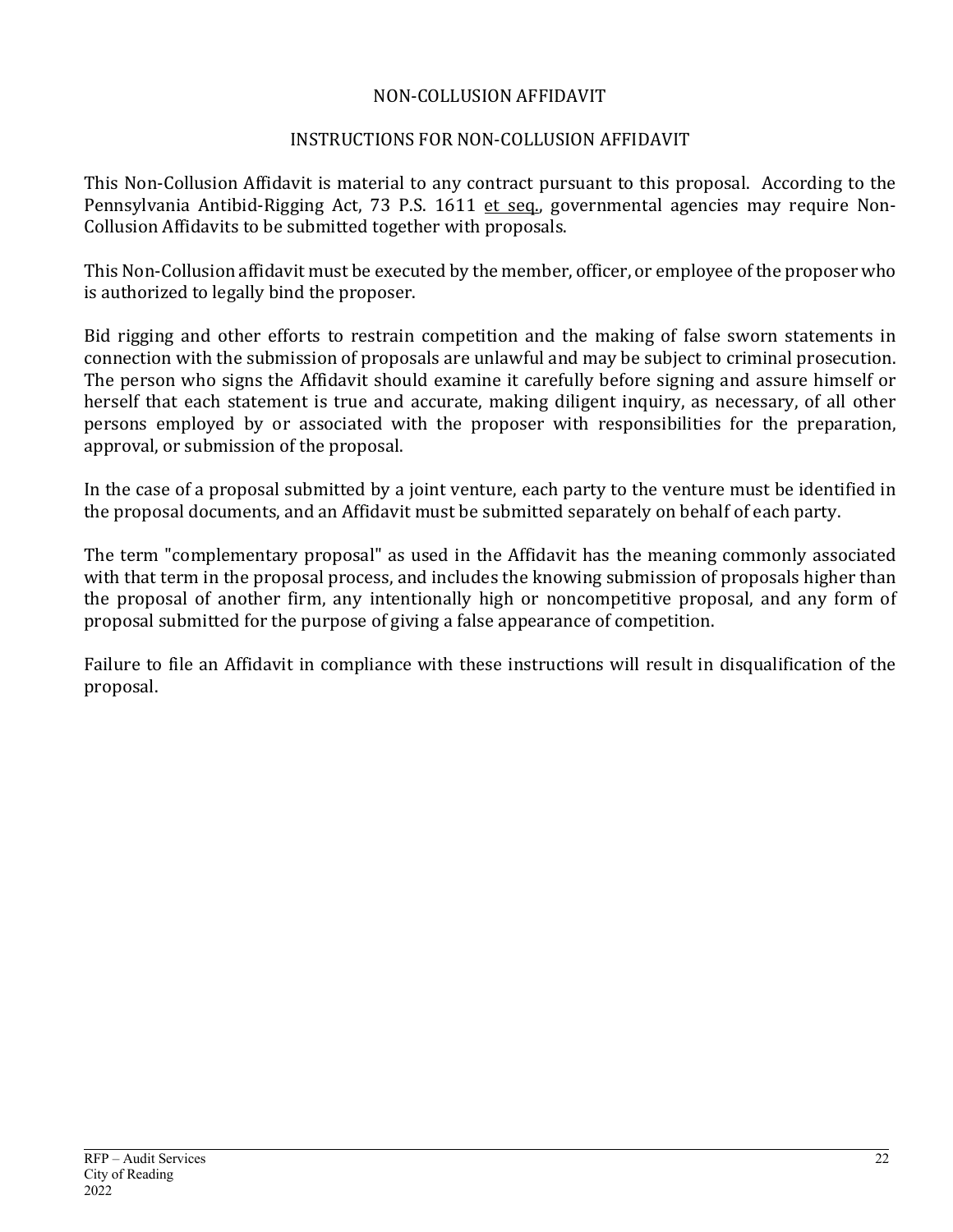## NON-COLLUSION AFFIDAVIT

### INSTRUCTIONS FOR NON-COLLUSION AFFIDAVIT

This Non-Collusion Affidavit is material to any contract pursuant to this proposal. According to the Pennsylvania Antibid-Rigging Act, 73 P.S. 1611 et seq., governmental agencies may require Non-Collusion Affidavits to be submitted together with proposals.

This Non-Collusion affidavit must be executed by the member, officer, or employee of the proposer who is authorized to legally bind the proposer.

Bid rigging and other efforts to restrain competition and the making of false sworn statements in connection with the submission of proposals are unlawful and may be subject to criminal prosecution. The person who signs the Affidavit should examine it carefully before signing and assure himself or herself that each statement is true and accurate, making diligent inquiry, as necessary, of all other persons employed by or associated with the proposer with responsibilities for the preparation, approval, or submission of the proposal.

In the case of a proposal submitted by a joint venture, each party to the venture must be identified in the proposal documents, and an Affidavit must be submitted separately on behalf of each party.

The term "complementary proposal" as used in the Affidavit has the meaning commonly associated with that term in the proposal process, and includes the knowing submission of proposals higher than the proposal of another firm, any intentionally high or noncompetitive proposal, and any form of proposal submitted for the purpose of giving a false appearance of competition.

Failure to file an Affidavit in compliance with these instructions will result in disqualification of the proposal.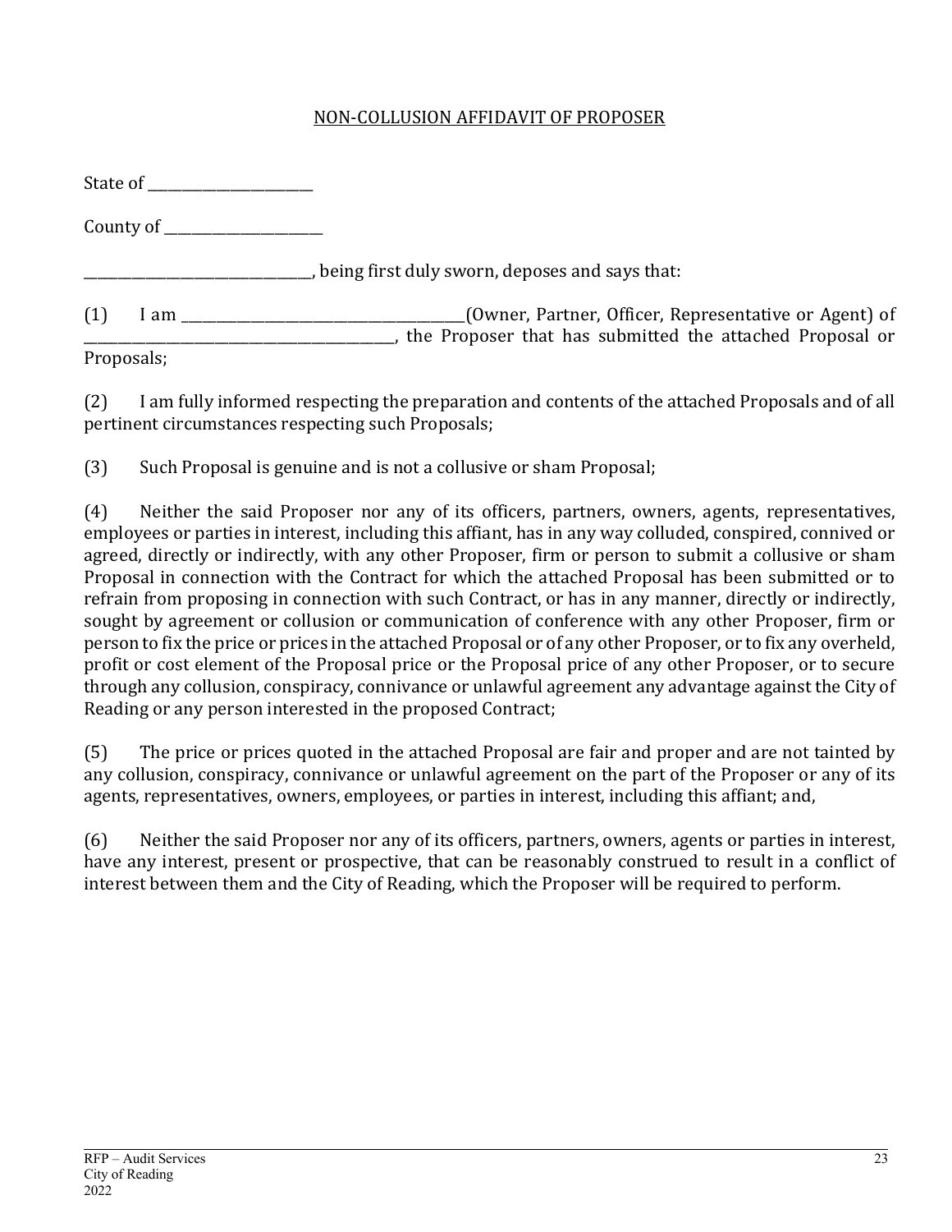# NON-COLLUSION AFFIDAVIT OF PROPOSER

State of _______________________

County of ______________________

_______________________________, being first duly sworn, deposes and says that:

(1) I am _______________________________________(Owner, Partner, Officer, Representative or Agent) of __________________________________________, the Proposer that has submitted the attached Proposal or Proposals;

(2) I am fully informed respecting the preparation and contents of the attached Proposals and of all pertinent circumstances respecting such Proposals;

(3) Such Proposal is genuine and is not a collusive or sham Proposal;

(4) Neither the said Proposer nor any of its officers, partners, owners, agents, representatives, employees or parties in interest, including this affiant, has in any way colluded, conspired, connived or agreed, directly or indirectly, with any other Proposer, firm or person to submit a collusive or sham Proposal in connection with the Contract for which the attached Proposal has been submitted or to refrain from proposing in connection with such Contract, or has in any manner, directly or indirectly, sought by agreement or collusion or communication of conference with any other Proposer, firm or person to fix the price or prices in the attached Proposal or of any other Proposer, or to fix any overheld, profit or cost element of the Proposal price or the Proposal price of any other Proposer, or to secure through any collusion, conspiracy, connivance or unlawful agreement any advantage against the City of Reading or any person interested in the proposed Contract;

(5) The price or prices quoted in the attached Proposal are fair and proper and are not tainted by any collusion, conspiracy, connivance or unlawful agreement on the part of the Proposer or any of its agents, representatives, owners, employees, or parties in interest, including this affiant; and,

(6) Neither the said Proposer nor any of its officers, partners, owners, agents or parties in interest, have any interest, present or prospective, that can be reasonably construed to result in a conflict of interest between them and the City of Reading, which the Proposer will be required to perform.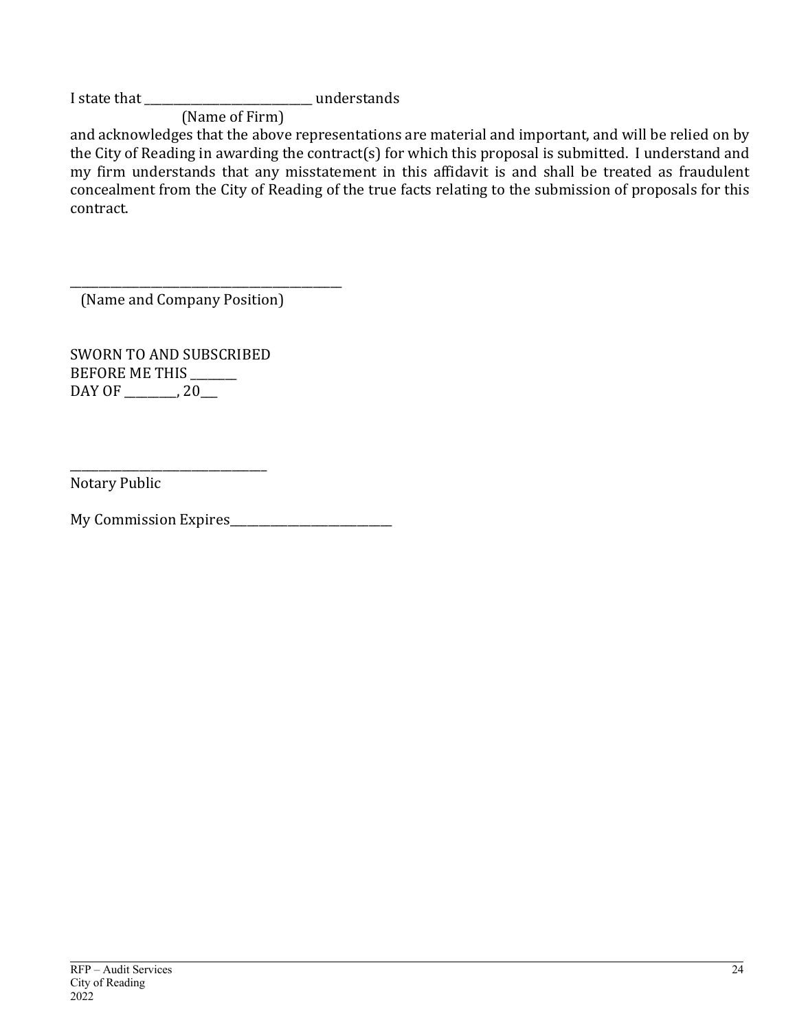I state that ______________________________ understands
(Name of Firm)
and acknowledges that the above representations are material and important, and will be relied on by the City of Reading in awarding the contract(s) for which this proposal is submitted. I understand and my firm understands that any misstatement in this affidavit is and shall be treated as fraudulent concealment from the City of Reading of the true facts relating to the submission of proposals for this contract.

_______________________________________________
(Name and Company Position)

SWORN TO AND SUBSCRIBED
BEFORE ME THIS ________
DAY OF _________, 20___

__________________________________
Notary Public

My Commission Expires______________________________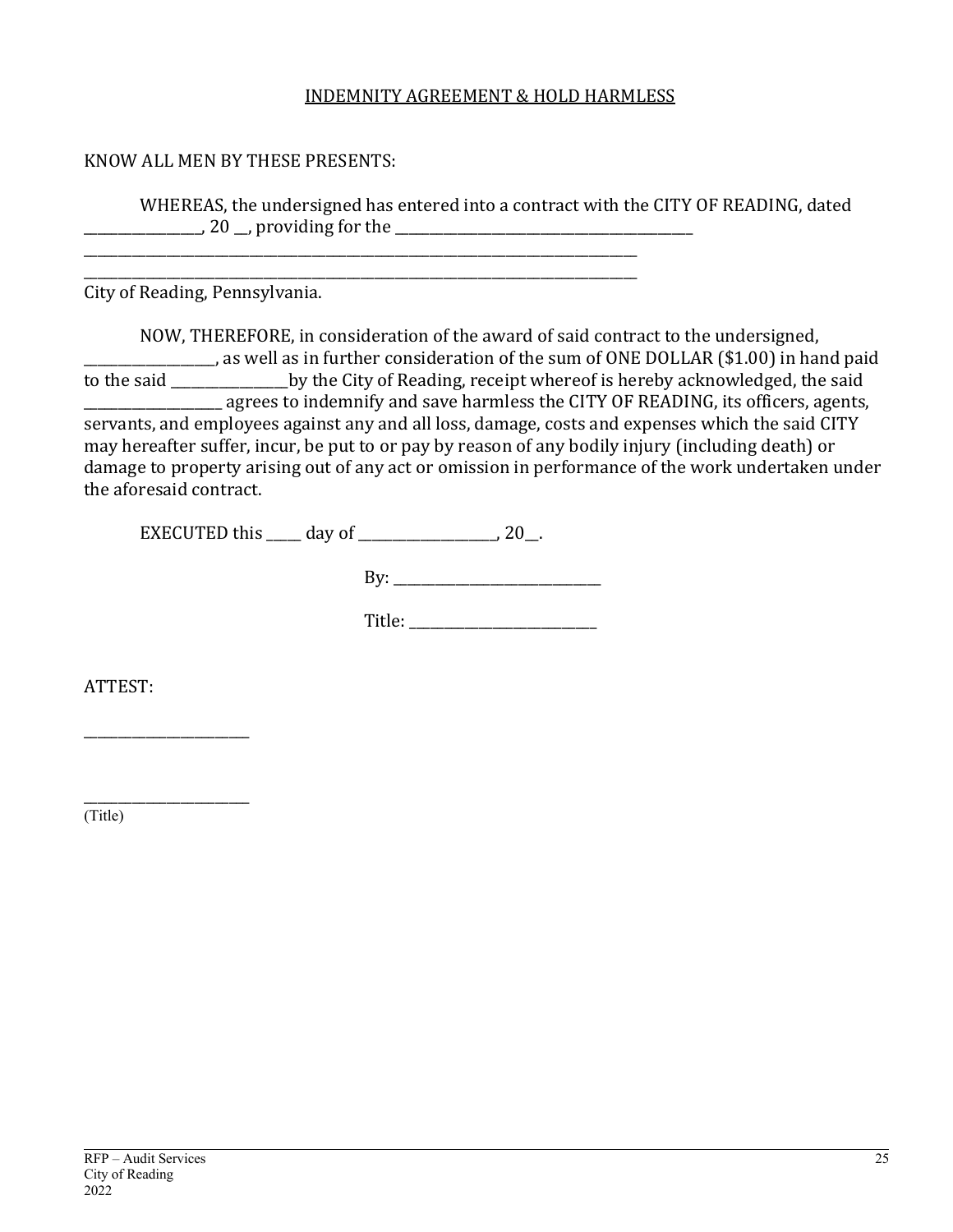## INDEMNITY AGREEMENT & HOLD HARMLESS

KNOW ALL MEN BY THESE PRESENTS:

WHEREAS, the undersigned has entered into a contract with the CITY OF READING, dated _______________, 20 __, providing for the ________________________________________
________________________________________________________________________________
________________________________________________________________________________
City of Reading, Pennsylvania.

NOW, THEREFORE, in consideration of the award of said contract to the undersigned, _________________, as well as in further consideration of the sum of ONE DOLLAR ($1.00) in hand paid to the said _______________by the City of Reading, receipt whereof is hereby acknowledged, the said __________________ agrees to indemnify and save harmless the CITY OF READING, its officers, agents, servants, and employees against any and all loss, damage, costs and expenses which the said CITY may hereafter suffer, incur, be put to or pay by reason of any bodily injury (including death) or damage to property arising out of any act or omission in performance of the work undertaken under the aforesaid contract.

EXECUTED this _____ day of __________________, 20__.

By: ____________________________

Title: __________________________

ATTEST:

______________________

______________________
(Title)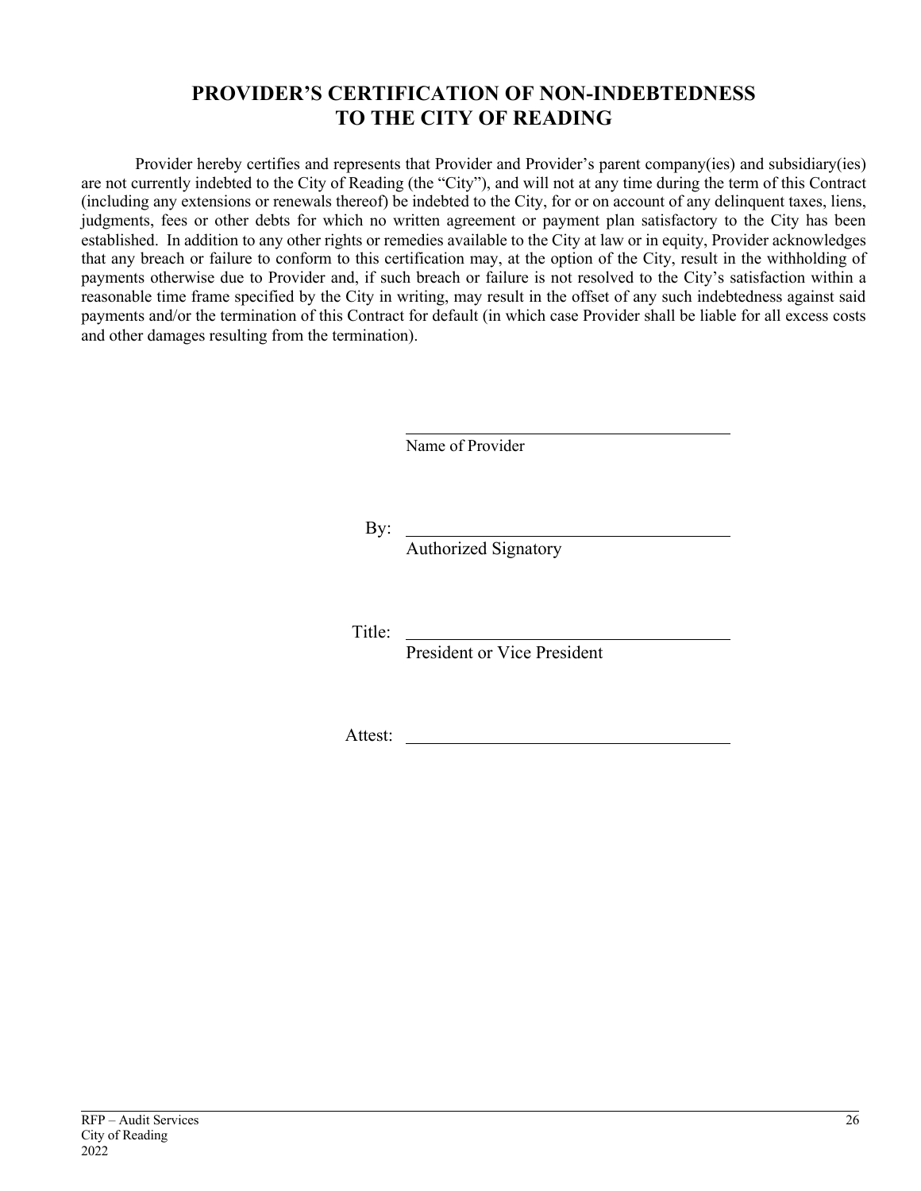# PROVIDER'S CERTIFICATION OF NON-INDEBTEDNESS TO THE CITY OF READING

Provider hereby certifies and represents that Provider and Provider's parent company(ies) and subsidiary(ies) are not currently indebted to the City of Reading (the "City"), and will not at any time during the term of this Contract (including any extensions or renewals thereof) be indebted to the City, for or on account of any delinquent taxes, liens, judgments, fees or other debts for which no written agreement or payment plan satisfactory to the City has been established. In addition to any other rights or remedies available to the City at law or in equity, Provider acknowledges that any breach or failure to conform to this certification may, at the option of the City, result in the withholding of payments otherwise due to Provider and, if such breach or failure is not resolved to the City's satisfaction within a reasonable time frame specified by the City in writing, may result in the offset of any such indebtedness against said payments and/or the termination of this Contract for default (in which case Provider shall be liable for all excess costs and other damages resulting from the termination).

\_\_\_\_\_\_\_\_\_\_\_\_\_\_\_\_\_\_\_\_\_\_\_\_\_\_\_\_\_\_\_\_\_\_\_\_
Name of Provider

By: \_\_\_\_\_\_\_\_\_\_\_\_\_\_\_\_\_\_\_\_\_\_\_\_\_\_\_\_\_\_\_\_\_\_\_\_
Authorized Signatory

Title: \_\_\_\_\_\_\_\_\_\_\_\_\_\_\_\_\_\_\_\_\_\_\_\_\_\_\_\_\_\_\_\_\_\_\_\_
President or Vice President

Attest: \_\_\_\_\_\_\_\_\_\_\_\_\_\_\_\_\_\_\_\_\_\_\_\_\_\_\_\_\_\_\_\_\_\_\_\_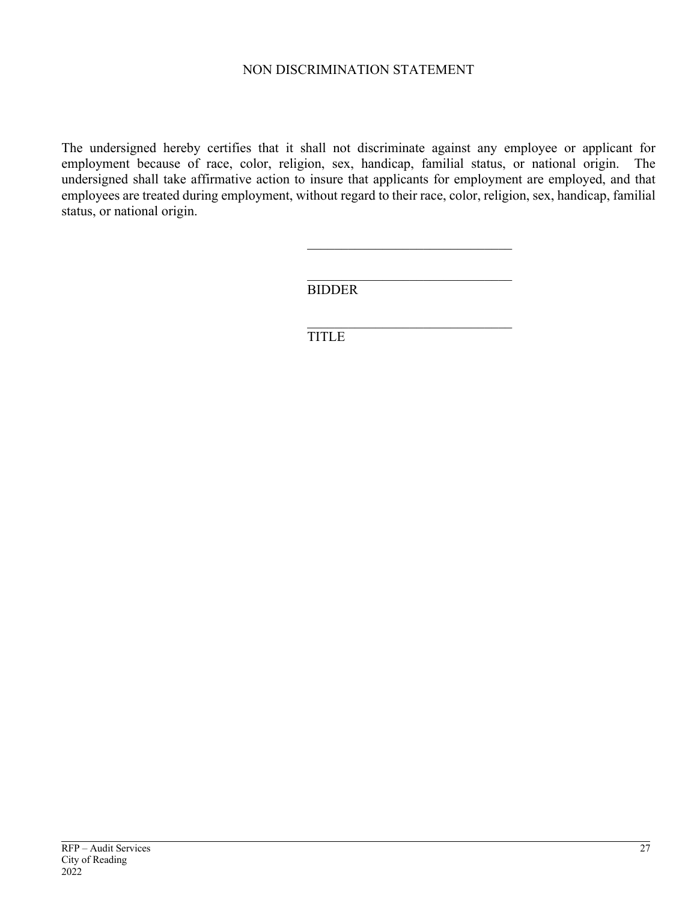# NON DISCRIMINATION STATEMENT

The undersigned hereby certifies that it shall not discriminate against any employee or applicant for employment because of race, color, religion, sex, handicap, familial status, or national origin. The undersigned shall take affirmative action to insure that applicants for employment are employed, and that employees are treated during employment, without regard to their race, color, religion, sex, handicap, familial status, or national origin.

_______________________________

_______________________________
BIDDER

_______________________________
TITLE